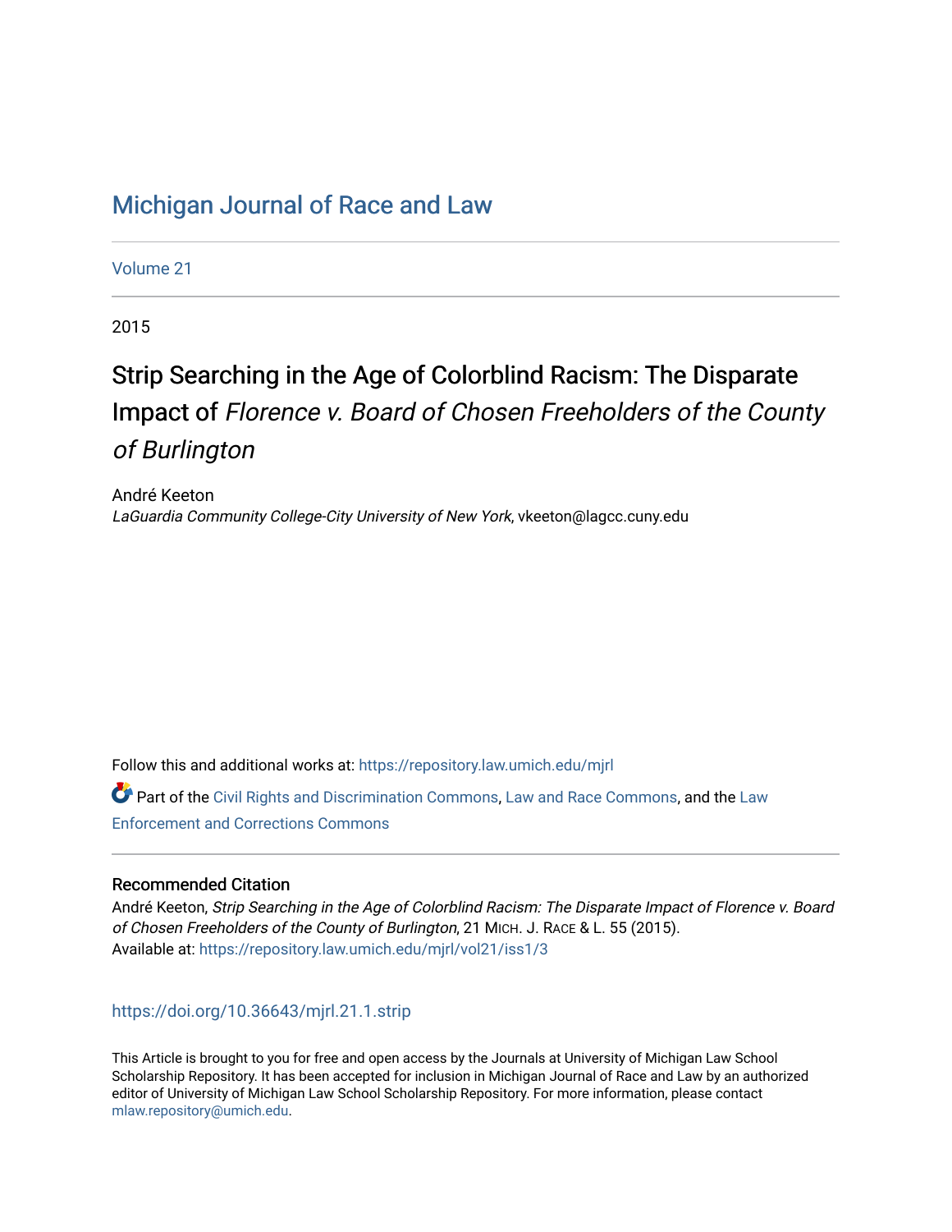# Michigan Journal of Race and Law

Volume 21

2015

## Strip Searching in the Age of Colorblind Racism: The Disparate Impact of *Florence v. Board of Chosen Freeholders of the County of Burlington*

André Keeton
*LaGuardia Community College-City University of New York*, vkeeton@lagcc.cuny.edu

Follow this and additional works at: https://repository.law.umich.edu/mjrl

Part of the Civil Rights and Discrimination Commons, Law and Race Commons, and the Law Enforcement and Corrections Commons

### Recommended Citation

André Keeton, *Strip Searching in the Age of Colorblind Racism: The Disparate Impact of Florence v. Board of Chosen Freeholders of the County of Burlington*, 21 MICH. J. RACE & L. 55 (2015).
Available at: https://repository.law.umich.edu/mjrl/vol21/iss1/3

https://doi.org/10.36643/mjrl.21.1.strip

This Article is brought to you for free and open access by the Journals at University of Michigan Law School Scholarship Repository. It has been accepted for inclusion in Michigan Journal of Race and Law by an authorized editor of University of Michigan Law School Scholarship Repository. For more information, please contact mlaw.repository@umich.edu.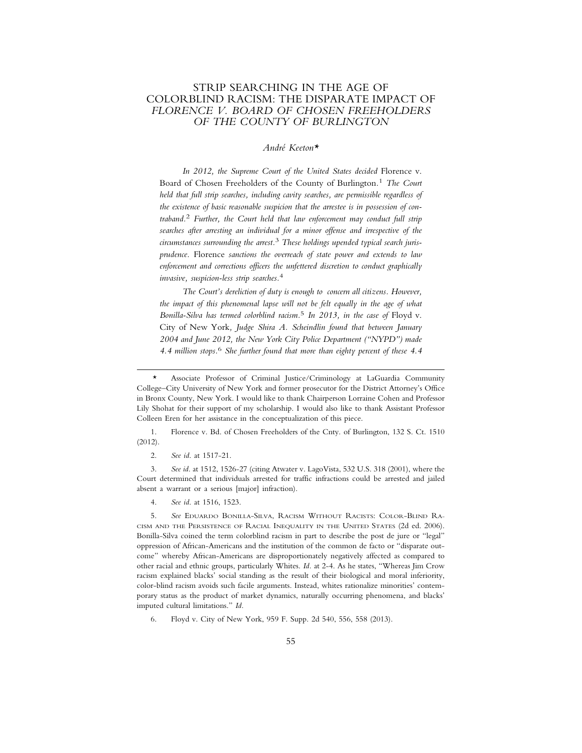# STRIP SEARCHING IN THE AGE OF COLORBLIND RACISM: THE DISPARATE IMPACT OF *FLORENCE V. BOARD OF CHOSEN FREEHOLDERS OF THE COUNTY OF BURLINGTON*

*André Keeton*[*]

*In 2012, the Supreme Court of the United States decided* Florence v. Board of Chosen Freeholders of the County of Burlington.[1] *The Court held that full strip searches, including cavity searches, are permissible regardless of the existence of basic reasonable suspicion that the arrestee is in possession of contraband.*[2] *Further, the Court held that law enforcement may conduct full strip searches after arresting an individual for a minor offense and irrespective of the circumstances surrounding the arrest.*[3] *These holdings upended typical search jurisprudence.* Florence *sanctions the overreach of state power and extends to law enforcement and corrections officers the unfettered discretion to conduct graphically invasive, suspicion-less strip searches.*[4]

*The Court's dereliction of duty is enough to concern all citizens. However, the impact of this phenomenal lapse will not be felt equally in the age of what Bonilla-Silva has termed colorblind racism.*[5] *In 2013, in the case of* Floyd v. City of New York, *Judge Shira A. Scheindlin found that between January 2004 and June 2012, the New York City Police Department ("NYPD") made 4.4 million stops.*[6] *She further found that more than eighty percent of these 4.4*

---

[*] Associate Professor of Criminal Justice/Criminology at LaGuardia Community College–City University of New York and former prosecutor for the District Attorney's Office in Bronx County, New York. I would like to thank Chairperson Lorraine Cohen and Professor Lily Shohat for their support of my scholarship. I would also like to thank Assistant Professor Colleen Eren for her assistance in the conceptualization of this piece.

1. Florence v. Bd. of Chosen Freeholders of the Cnty. of Burlington, 132 S. Ct. 1510 (2012).

2. *See id.* at 1517-21.

3. *See id.* at 1512, 1526-27 (citing Atwater v. LagoVista, 532 U.S. 318 (2001), where the Court determined that individuals arrested for traffic infractions could be arrested and jailed absent a warrant or a serious [major] infraction).

4. *See id.* at 1516, 1523.

5. *See* EDUARDO BONILLA-SILVA, RACISM WITHOUT RACISTS: COLOR-BLIND RACISM AND THE PERSISTENCE OF RACIAL INEQUALITY IN THE UNITED STATES (2d ed. 2006). Bonilla-Silva coined the term colorblind racism in part to describe the post de jure or "legal" oppression of African-Americans and the institution of the common de facto or "disparate outcome" whereby African-Americans are disproportionately negatively affected as compared to other racial and ethnic groups, particularly Whites. *Id.* at 2-4. As he states, "Whereas Jim Crow racism explained blacks' social standing as the result of their biological and moral inferiority, color-blind racism avoids such facile arguments. Instead, whites rationalize minorities' contemporary status as the product of market dynamics, naturally occurring phenomena, and blacks' imputed cultural limitations." *Id.*

6. Floyd v. City of New York, 959 F. Supp. 2d 540, 556, 558 (2013).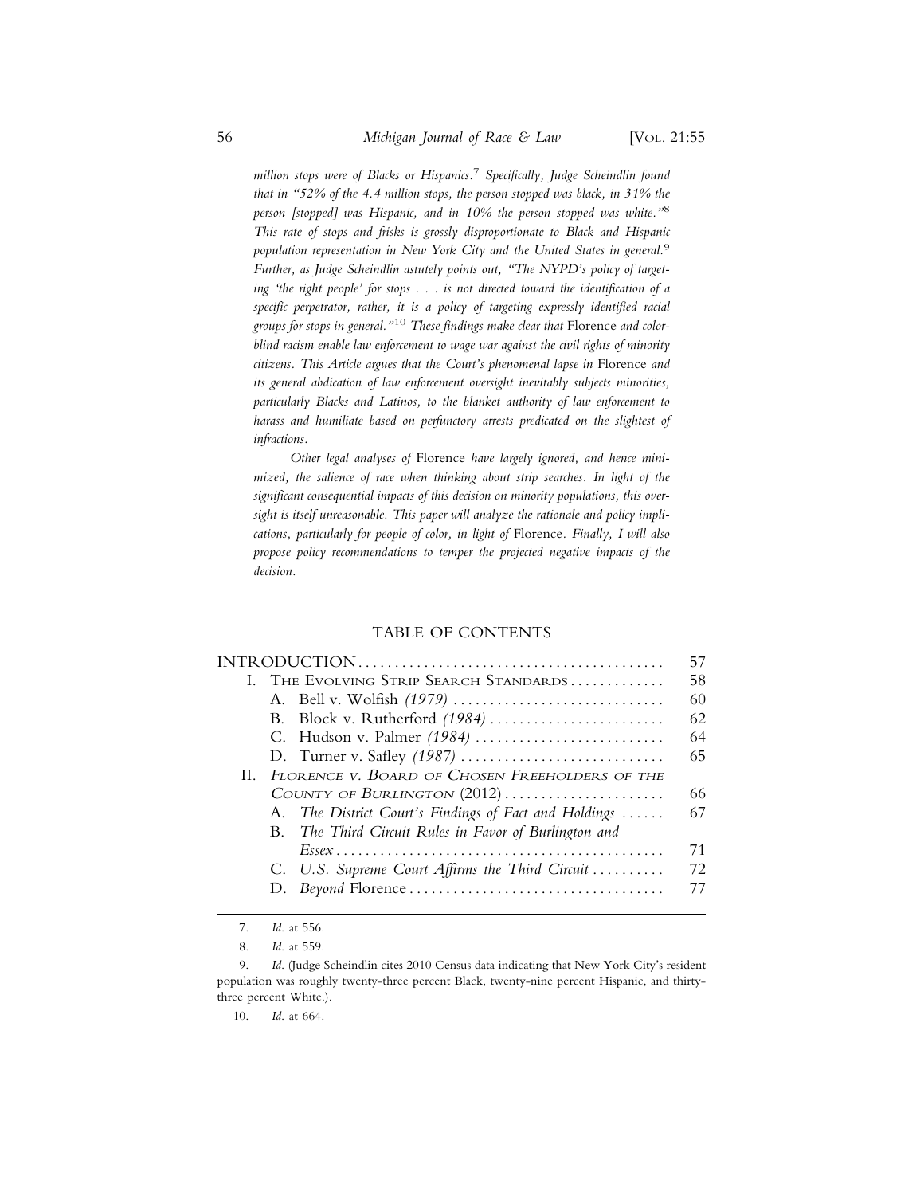*million stops were of Blacks or Hispanics.*[7] *Specifically, Judge Scheindlin found that in "52% of the 4.4 million stops, the person stopped was black, in 31% the person [stopped] was Hispanic, and in 10% the person stopped was white."*[8] *This rate of stops and frisks is grossly disproportionate to Black and Hispanic population representation in New York City and the United States in general.*[9] *Further, as Judge Scheindlin astutely points out, "The NYPD's policy of targeting 'the right people' for stops . . . is not directed toward the identification of a specific perpetrator, rather, it is a policy of targeting expressly identified racial groups for stops in general."*[10] *These findings make clear that* Florence *and colorblind racism enable law enforcement to wage war against the civil rights of minority citizens. This Article argues that the Court's phenomenal lapse in* Florence *and its general abdication of law enforcement oversight inevitably subjects minorities, particularly Blacks and Latinos, to the blanket authority of law enforcement to harass and humiliate based on perfunctory arrests predicated on the slightest of infractions.*

*Other legal analyses of* Florence *have largely ignored, and hence minimized, the salience of race when thinking about strip searches. In light of the significant consequential impacts of this decision on minority populations, this oversight is itself unreasonable. This paper will analyze the rationale and policy implications, particularly for people of color, in light of* Florence*. Finally, I will also propose policy recommendations to temper the projected negative impacts of the decision.*

## TABLE OF CONTENTS

INTRODUCTION .......... 57

I. THE EVOLVING STRIP SEARCH STANDARDS .......... 58

- A. Bell v. Wolfish *(1979)* .......... 60
- B. Block v. Rutherford *(1984)* .......... 62
- C. Hudson v. Palmer *(1984)* .......... 64
- D. Turner v. Safley *(1987)* .......... 65

II. *FLORENCE V. BOARD OF CHOSEN FREEHOLDERS OF THE COUNTY OF BURLINGTON* (2012) .......... 66

- A. *The District Court's Findings of Fact and Holdings* .......... 67
- B. *The Third Circuit Rules in Favor of Burlington and Essex* .......... 71
- C. *U.S. Supreme Court Affirms the Third Circuit* .......... 72
- D. *Beyond* Florence .......... 77

---

7. *Id.* at 556.

8. *Id.* at 559.

9. *Id.* (Judge Scheindlin cites 2010 Census data indicating that New York City's resident population was roughly twenty-three percent Black, twenty-nine percent Hispanic, and thirty-three percent White.).

10. *Id.* at 664.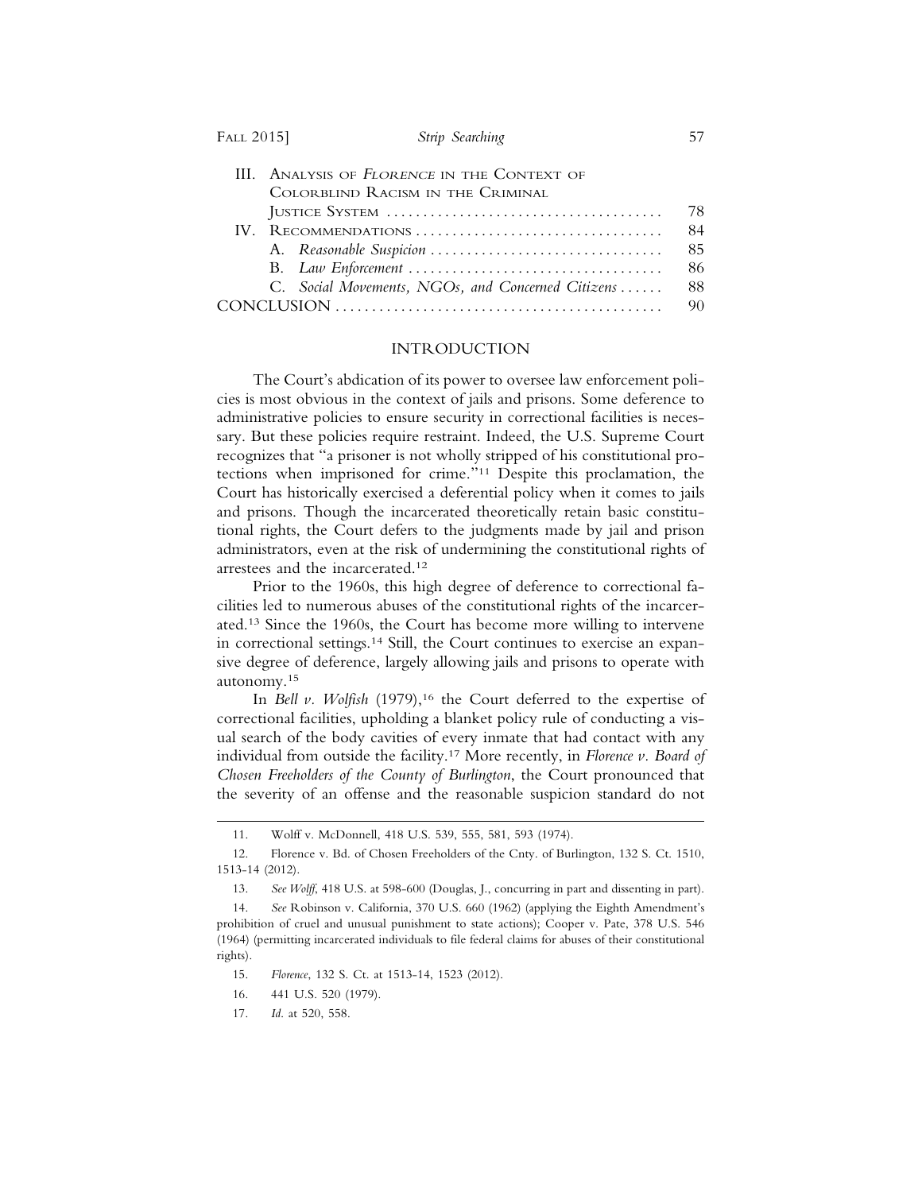| | | |
|---|---|---|
| III. | ANALYSIS OF *FLORENCE* IN THE CONTEXT OF COLORBLIND RACISM IN THE CRIMINAL JUSTICE SYSTEM | 78 |
| IV. | RECOMMENDATIONS | 84 |
| | A. *Reasonable Suspicion* | 85 |
| | B. *Law Enforcement* | 86 |
| | C. *Social Movements, NGOs, and Concerned Citizens* | 88 |
| CONCLUSION | | 90 |

## INTRODUCTION

The Court's abdication of its power to oversee law enforcement policies is most obvious in the context of jails and prisons. Some deference to administrative policies to ensure security in correctional facilities is necessary. But these policies require restraint. Indeed, the U.S. Supreme Court recognizes that "a prisoner is not wholly stripped of his constitutional protections when imprisoned for crime."[11] Despite this proclamation, the Court has historically exercised a deferential policy when it comes to jails and prisons. Though the incarcerated theoretically retain basic constitutional rights, the Court defers to the judgments made by jail and prison administrators, even at the risk of undermining the constitutional rights of arrestees and the incarcerated.[12]

Prior to the 1960s, this high degree of deference to correctional facilities led to numerous abuses of the constitutional rights of the incarcerated.[13] Since the 1960s, the Court has become more willing to intervene in correctional settings.[14] Still, the Court continues to exercise an expansive degree of deference, largely allowing jails and prisons to operate with autonomy.[15]

In *Bell v. Wolfish* (1979),[16] the Court deferred to the expertise of correctional facilities, upholding a blanket policy rule of conducting a visual search of the body cavities of every inmate that had contact with any individual from outside the facility.[17] More recently, in *Florence v. Board of Chosen Freeholders of the County of Burlington*, the Court pronounced that the severity of an offense and the reasonable suspicion standard do not

---

11. Wolff v. McDonnell, 418 U.S. 539, 555, 581, 593 (1974).

12. Florence v. Bd. of Chosen Freeholders of the Cnty. of Burlington, 132 S. Ct. 1510, 1513-14 (2012).

13. *See Wolff*, 418 U.S. at 598-600 (Douglas, J., concurring in part and dissenting in part).

14. *See* Robinson v. California, 370 U.S. 660 (1962) (applying the Eighth Amendment's prohibition of cruel and unusual punishment to state actions); Cooper v. Pate, 378 U.S. 546 (1964) (permitting incarcerated individuals to file federal claims for abuses of their constitutional rights).

15. *Florence*, 132 S. Ct. at 1513-14, 1523 (2012).

16. 441 U.S. 520 (1979).

17. *Id.* at 520, 558.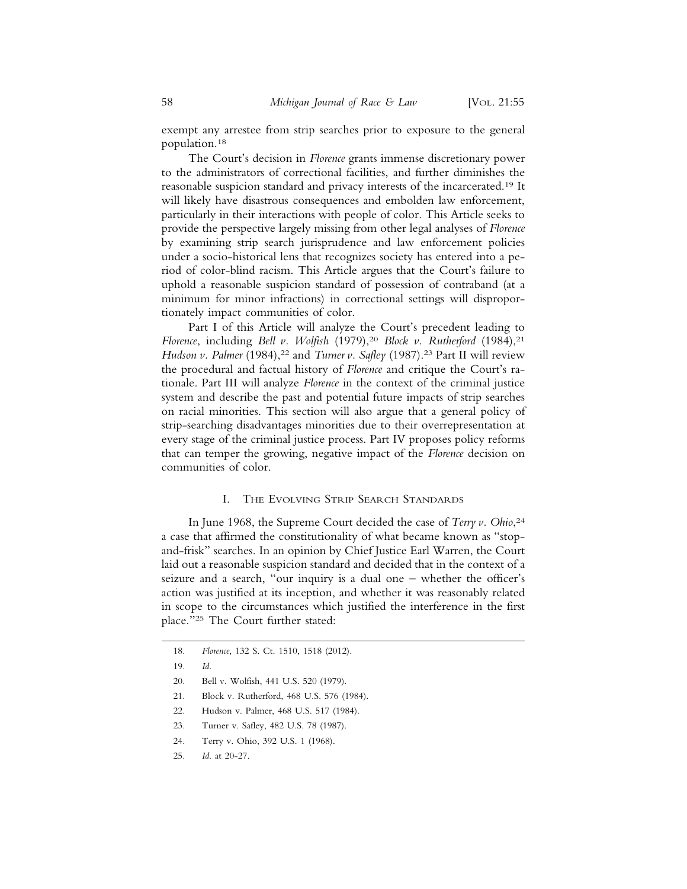exempt any arrestee from strip searches prior to exposure to the general population.[18]

The Court's decision in *Florence* grants immense discretionary power to the administrators of correctional facilities, and further diminishes the reasonable suspicion standard and privacy interests of the incarcerated.[19] It will likely have disastrous consequences and embolden law enforcement, particularly in their interactions with people of color. This Article seeks to provide the perspective largely missing from other legal analyses of *Florence* by examining strip search jurisprudence and law enforcement policies under a socio-historical lens that recognizes society has entered into a period of color-blind racism. This Article argues that the Court's failure to uphold a reasonable suspicion standard of possession of contraband (at a minimum for minor infractions) in correctional settings will disproportionately impact communities of color.

Part I of this Article will analyze the Court's precedent leading to *Florence*, including *Bell v. Wolfish* (1979),[20] *Block v. Rutherford* (1984),[21] *Hudson v. Palmer* (1984),[22] and *Turner v. Safley* (1987).[23] Part II will review the procedural and factual history of *Florence* and critique the Court's rationale. Part III will analyze *Florence* in the context of the criminal justice system and describe the past and potential future impacts of strip searches on racial minorities. This section will also argue that a general policy of strip-searching disadvantages minorities due to their overrepresentation at every stage of the criminal justice process. Part IV proposes policy reforms that can temper the growing, negative impact of the *Florence* decision on communities of color.

## I. The Evolving Strip Search Standards

In June 1968, the Supreme Court decided the case of *Terry v. Ohio*,[24] a case that affirmed the constitutionality of what became known as "stop-and-frisk" searches. In an opinion by Chief Justice Earl Warren, the Court laid out a reasonable suspicion standard and decided that in the context of a seizure and a search, "our inquiry is a dual one – whether the officer's action was justified at its inception, and whether it was reasonably related in scope to the circumstances which justified the interference in the first place."[25] The Court further stated:

---

18. *Florence*, 132 S. Ct. 1510, 1518 (2012).
19. *Id.*
20. Bell v. Wolfish, 441 U.S. 520 (1979).
21. Block v. Rutherford, 468 U.S. 576 (1984).
22. Hudson v. Palmer, 468 U.S. 517 (1984).
23. Turner v. Safley, 482 U.S. 78 (1987).
24. Terry v. Ohio, 392 U.S. 1 (1968).
25. *Id.* at 20-27.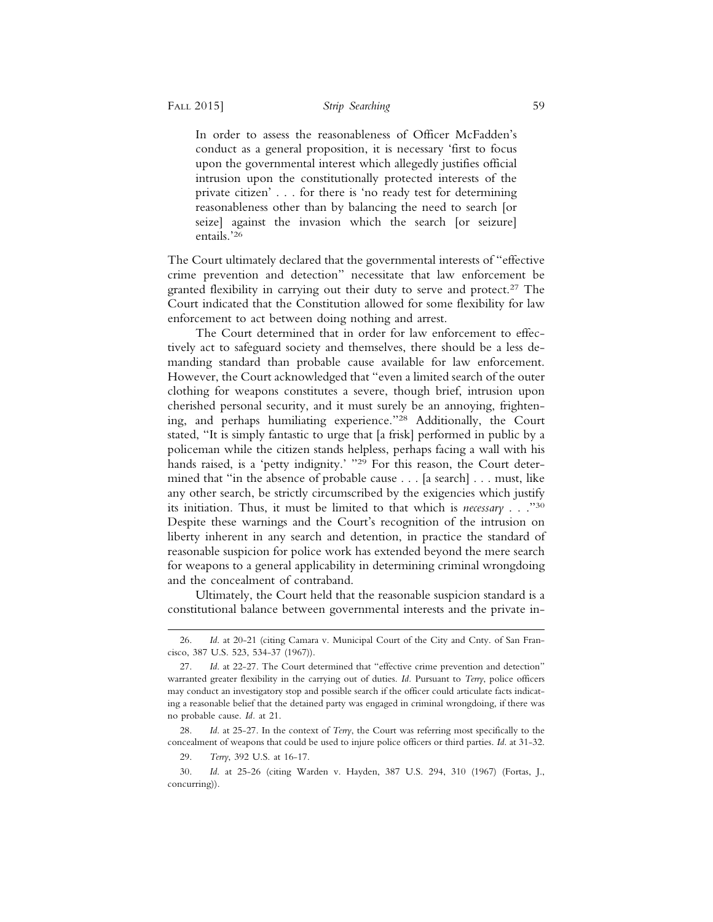> In order to assess the reasonableness of Officer McFadden's conduct as a general proposition, it is necessary 'first to focus upon the governmental interest which allegedly justifies official intrusion upon the constitutionally protected interests of the private citizen' . . . for there is 'no ready test for determining reasonableness other than by balancing the need to search [or seize] against the invasion which the search [or seizure] entails.'[26]

The Court ultimately declared that the governmental interests of "effective crime prevention and detection" necessitate that law enforcement be granted flexibility in carrying out their duty to serve and protect.[27] The Court indicated that the Constitution allowed for some flexibility for law enforcement to act between doing nothing and arrest.

The Court determined that in order for law enforcement to effectively act to safeguard society and themselves, there should be a less demanding standard than probable cause available for law enforcement. However, the Court acknowledged that "even a limited search of the outer clothing for weapons constitutes a severe, though brief, intrusion upon cherished personal security, and it must surely be an annoying, frightening, and perhaps humiliating experience."[28] Additionally, the Court stated, "It is simply fantastic to urge that [a frisk] performed in public by a policeman while the citizen stands helpless, perhaps facing a wall with his hands raised, is a 'petty indignity.' "[29] For this reason, the Court determined that "in the absence of probable cause . . . [a search] . . . must, like any other search, be strictly circumscribed by the exigencies which justify its initiation. Thus, it must be limited to that which is *necessary* . . ."[30] Despite these warnings and the Court's recognition of the intrusion on liberty inherent in any search and detention, in practice the standard of reasonable suspicion for police work has extended beyond the mere search for weapons to a general applicability in determining criminal wrongdoing and the concealment of contraband.

Ultimately, the Court held that the reasonable suspicion standard is a constitutional balance between governmental interests and the private in-

---

26. *Id.* at 20-21 (citing Camara v. Municipal Court of the City and Cnty. of San Francisco, 387 U.S. 523, 534-37 (1967)).

27. *Id.* at 22-27. The Court determined that "effective crime prevention and detection" warranted greater flexibility in the carrying out of duties. *Id.* Pursuant to *Terry*, police officers may conduct an investigatory stop and possible search if the officer could articulate facts indicating a reasonable belief that the detained party was engaged in criminal wrongdoing, if there was no probable cause. *Id.* at 21.

28. *Id.* at 25-27. In the context of *Terry*, the Court was referring most specifically to the concealment of weapons that could be used to injure police officers or third parties. *Id.* at 31-32.

29. *Terry*, 392 U.S. at 16-17.

30. *Id.* at 25-26 (citing Warden v. Hayden, 387 U.S. 294, 310 (1967) (Fortas, J., concurring)).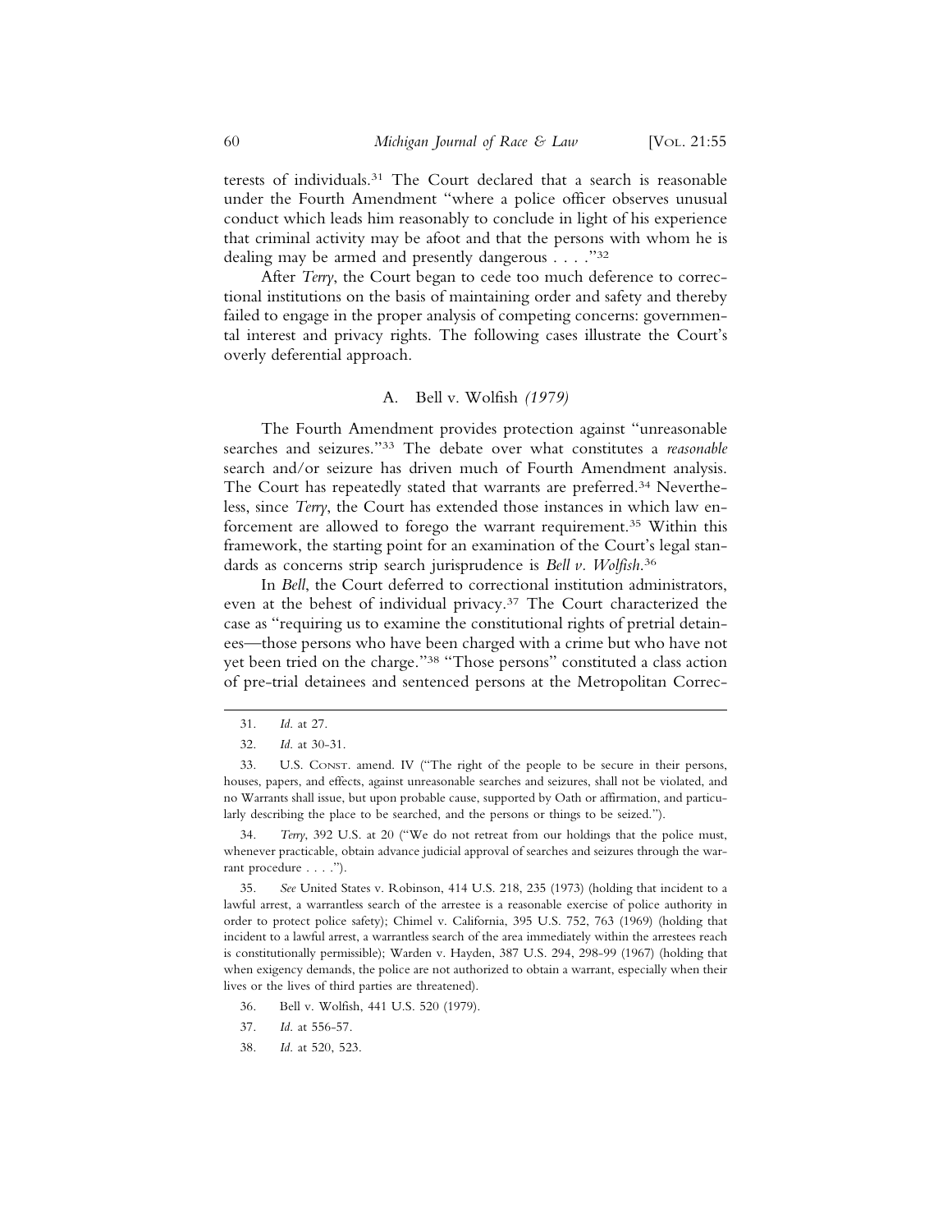terests of individuals.[31] The Court declared that a search is reasonable under the Fourth Amendment "where a police officer observes unusual conduct which leads him reasonably to conclude in light of his experience that criminal activity may be afoot and that the persons with whom he is dealing may be armed and presently dangerous . . . ."[32]

After *Terry*, the Court began to cede too much deference to correctional institutions on the basis of maintaining order and safety and thereby failed to engage in the proper analysis of competing concerns: governmental interest and privacy rights. The following cases illustrate the Court's overly deferential approach.

### A. Bell v. Wolfish *(1979)*

The Fourth Amendment provides protection against "unreasonable searches and seizures."[33] The debate over what constitutes a *reasonable* search and/or seizure has driven much of Fourth Amendment analysis. The Court has repeatedly stated that warrants are preferred.[34] Nevertheless, since *Terry*, the Court has extended those instances in which law enforcement are allowed to forego the warrant requirement.[35] Within this framework, the starting point for an examination of the Court's legal standards as concerns strip search jurisprudence is *Bell v. Wolfish*.[36]

In *Bell*, the Court deferred to correctional institution administrators, even at the behest of individual privacy.[37] The Court characterized the case as "requiring us to examine the constitutional rights of pretrial detainees—those persons who have been charged with a crime but who have not yet been tried on the charge."[38] "Those persons" constituted a class action of pre-trial detainees and sentenced persons at the Metropolitan Correc-

---

31. *Id.* at 27.

32. *Id.* at 30-31.

33. U.S. CONST. amend. IV ("The right of the people to be secure in their persons, houses, papers, and effects, against unreasonable searches and seizures, shall not be violated, and no Warrants shall issue, but upon probable cause, supported by Oath or affirmation, and particularly describing the place to be searched, and the persons or things to be seized.").

34. *Terry*, 392 U.S. at 20 ("We do not retreat from our holdings that the police must, whenever practicable, obtain advance judicial approval of searches and seizures through the warrant procedure . . . .").

35. *See* United States v. Robinson, 414 U.S. 218, 235 (1973) (holding that incident to a lawful arrest, a warrantless search of the arrestee is a reasonable exercise of police authority in order to protect police safety); Chimel v. California, 395 U.S. 752, 763 (1969) (holding that incident to a lawful arrest, a warrantless search of the area immediately within the arrestees reach is constitutionally permissible); Warden v. Hayden, 387 U.S. 294, 298-99 (1967) (holding that when exigency demands, the police are not authorized to obtain a warrant, especially when their lives or the lives of third parties are threatened).

36. Bell v. Wolfish, 441 U.S. 520 (1979).

37. *Id.* at 556-57.

38. *Id.* at 520, 523.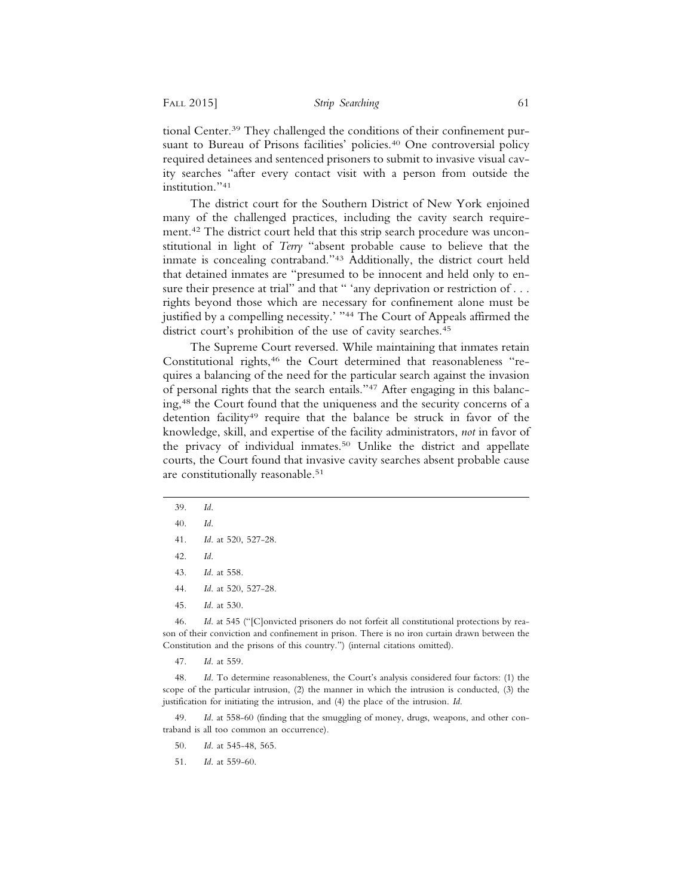tional Center.[39] They challenged the conditions of their confinement pursuant to Bureau of Prisons facilities' policies.[40] One controversial policy required detainees and sentenced prisoners to submit to invasive visual cavity searches "after every contact visit with a person from outside the institution."[41]

The district court for the Southern District of New York enjoined many of the challenged practices, including the cavity search requirement.[42] The district court held that this strip search procedure was unconstitutional in light of *Terry* "absent probable cause to believe that the inmate is concealing contraband."[43] Additionally, the district court held that detained inmates are "presumed to be innocent and held only to ensure their presence at trial" and that " 'any deprivation or restriction of . . . rights beyond those which are necessary for confinement alone must be justified by a compelling necessity.' "[44] The Court of Appeals affirmed the district court's prohibition of the use of cavity searches.[45]

The Supreme Court reversed. While maintaining that inmates retain Constitutional rights,[46] the Court determined that reasonableness "requires a balancing of the need for the particular search against the invasion of personal rights that the search entails."[47] After engaging in this balancing,[48] the Court found that the uniqueness and the security concerns of a detention facility[49] require that the balance be struck in favor of the knowledge, skill, and expertise of the facility administrators, *not* in favor of the privacy of individual inmates.[50] Unlike the district and appellate courts, the Court found that invasive cavity searches absent probable cause are constitutionally reasonable.[51]

---

39. *Id.*

40. *Id.*

41. *Id.* at 520, 527-28.

42. *Id.*

43. *Id.* at 558.

44. *Id.* at 520, 527-28.

45. *Id.* at 530.

46. *Id.* at 545 ("[C]onvicted prisoners do not forfeit all constitutional protections by reason of their conviction and confinement in prison. There is no iron curtain drawn between the Constitution and the prisons of this country.") (internal citations omitted).

47. *Id.* at 559.

48. *Id.* To determine reasonableness, the Court's analysis considered four factors: (1) the scope of the particular intrusion, (2) the manner in which the intrusion is conducted, (3) the justification for initiating the intrusion, and (4) the place of the intrusion. *Id.*

49. *Id.* at 558-60 (finding that the smuggling of money, drugs, weapons, and other contraband is all too common an occurrence).

50. *Id.* at 545-48, 565.

51. *Id.* at 559-60.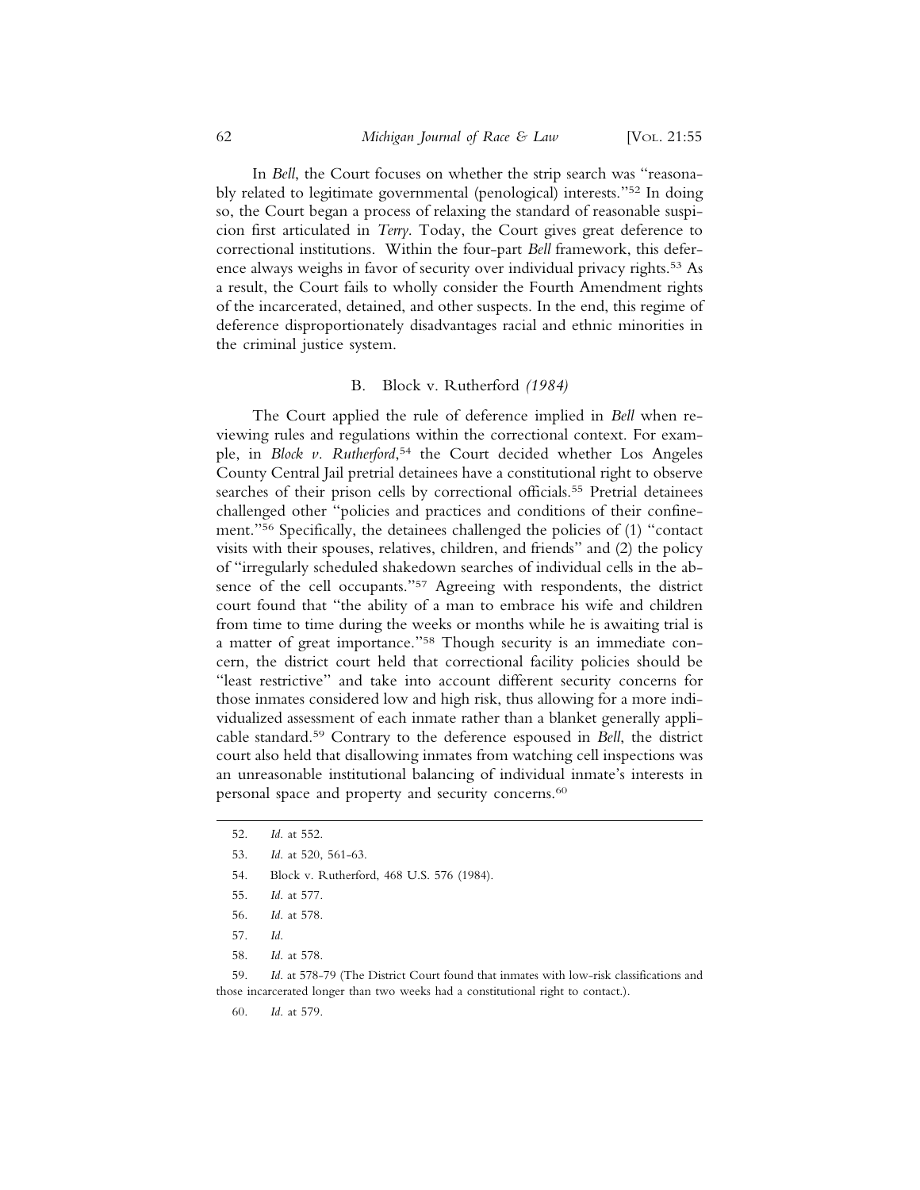In *Bell*, the Court focuses on whether the strip search was "reasonably related to legitimate governmental (penological) interests."[52] In doing so, the Court began a process of relaxing the standard of reasonable suspicion first articulated in *Terry*. Today, the Court gives great deference to correctional institutions. Within the four-part *Bell* framework, this deference always weighs in favor of security over individual privacy rights.[53] As a result, the Court fails to wholly consider the Fourth Amendment rights of the incarcerated, detained, and other suspects. In the end, this regime of deference disproportionately disadvantages racial and ethnic minorities in the criminal justice system.

### B. Block v. Rutherford *(1984)*

The Court applied the rule of deference implied in *Bell* when reviewing rules and regulations within the correctional context. For example, in *Block v. Rutherford*,[54] the Court decided whether Los Angeles County Central Jail pretrial detainees have a constitutional right to observe searches of their prison cells by correctional officials.[55] Pretrial detainees challenged other "policies and practices and conditions of their confinement."[56] Specifically, the detainees challenged the policies of (1) "contact visits with their spouses, relatives, children, and friends" and (2) the policy of "irregularly scheduled shakedown searches of individual cells in the absence of the cell occupants."[57] Agreeing with respondents, the district court found that "the ability of a man to embrace his wife and children from time to time during the weeks or months while he is awaiting trial is a matter of great importance."[58] Though security is an immediate concern, the district court held that correctional facility policies should be "least restrictive" and take into account different security concerns for those inmates considered low and high risk, thus allowing for a more individualized assessment of each inmate rather than a blanket generally applicable standard.[59] Contrary to the deference espoused in *Bell*, the district court also held that disallowing inmates from watching cell inspections was an unreasonable institutional balancing of individual inmate's interests in personal space and property and security concerns.[60]

---

52. *Id.* at 552.

53. *Id.* at 520, 561-63.

54. Block v. Rutherford, 468 U.S. 576 (1984).

55. *Id.* at 577.

56. *Id.* at 578.

57. *Id.*

58. *Id.* at 578.

59. *Id.* at 578-79 (The District Court found that inmates with low-risk classifications and those incarcerated longer than two weeks had a constitutional right to contact.).

60. *Id.* at 579.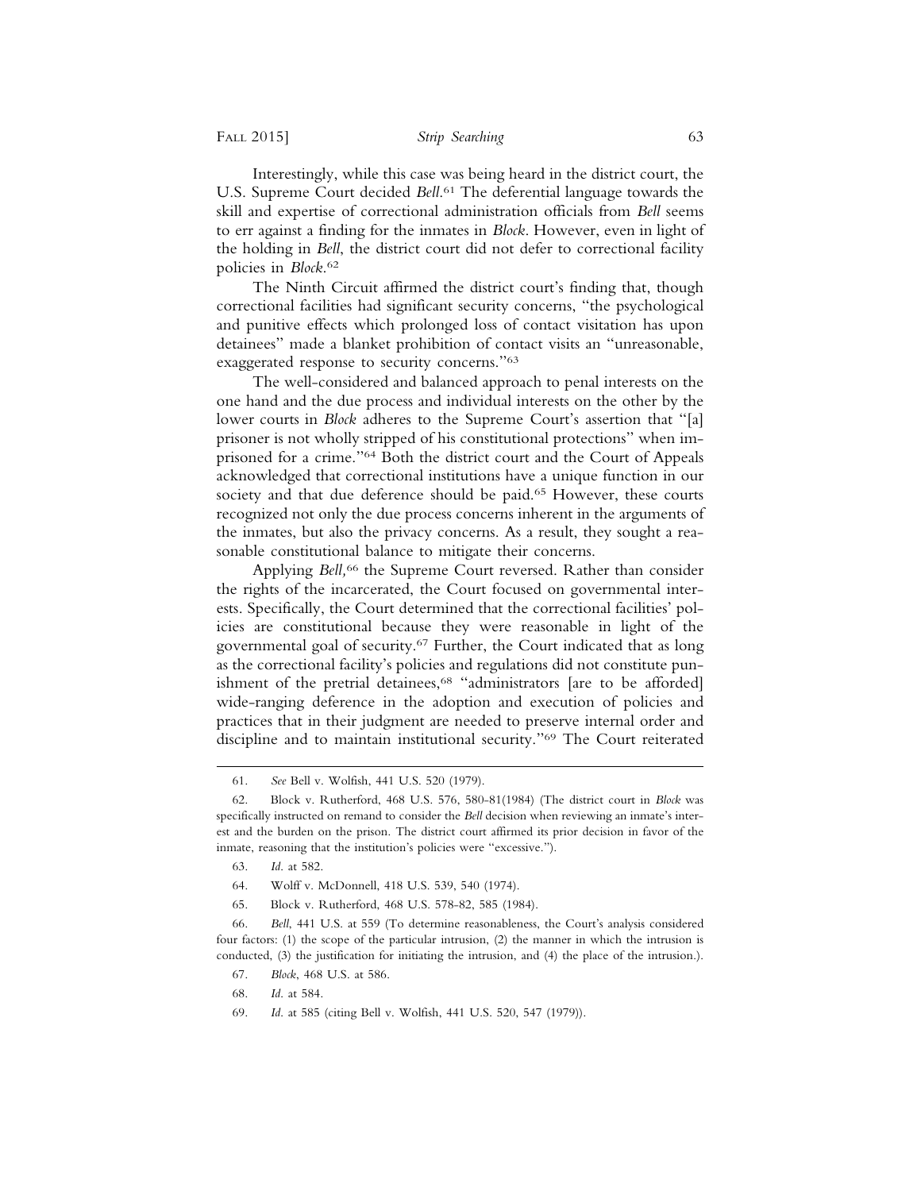Interestingly, while this case was being heard in the district court, the U.S. Supreme Court decided *Bell*.[61] The deferential language towards the skill and expertise of correctional administration officials from *Bell* seems to err against a finding for the inmates in *Block*. However, even in light of the holding in *Bell*, the district court did not defer to correctional facility policies in *Block*.[62]

The Ninth Circuit affirmed the district court's finding that, though correctional facilities had significant security concerns, "the psychological and punitive effects which prolonged loss of contact visitation has upon detainees" made a blanket prohibition of contact visits an "unreasonable, exaggerated response to security concerns."[63]

The well-considered and balanced approach to penal interests on the one hand and the due process and individual interests on the other by the lower courts in *Block* adheres to the Supreme Court's assertion that "[a] prisoner is not wholly stripped of his constitutional protections" when imprisoned for a crime."[64] Both the district court and the Court of Appeals acknowledged that correctional institutions have a unique function in our society and that due deference should be paid.[65] However, these courts recognized not only the due process concerns inherent in the arguments of the inmates, but also the privacy concerns. As a result, they sought a reasonable constitutional balance to mitigate their concerns.

Applying *Bell,*[66] the Supreme Court reversed. Rather than consider the rights of the incarcerated, the Court focused on governmental interests. Specifically, the Court determined that the correctional facilities' policies are constitutional because they were reasonable in light of the governmental goal of security.[67] Further, the Court indicated that as long as the correctional facility's policies and regulations did not constitute punishment of the pretrial detainees,[68] "administrators [are to be afforded] wide-ranging deference in the adoption and execution of policies and practices that in their judgment are needed to preserve internal order and discipline and to maintain institutional security."[69] The Court reiterated

---

61. *See* Bell v. Wolfish, 441 U.S. 520 (1979).

62. Block v. Rutherford, 468 U.S. 576, 580-81(1984) (The district court in *Block* was specifically instructed on remand to consider the *Bell* decision when reviewing an inmate's interest and the burden on the prison. The district court affirmed its prior decision in favor of the inmate, reasoning that the institution's policies were "excessive.").

63. *Id.* at 582.

64. Wolff v. McDonnell, 418 U.S. 539, 540 (1974).

65. Block v. Rutherford, 468 U.S. 578-82, 585 (1984).

66. *Bell*, 441 U.S. at 559 (To determine reasonableness, the Court's analysis considered four factors: (1) the scope of the particular intrusion, (2) the manner in which the intrusion is conducted, (3) the justification for initiating the intrusion, and (4) the place of the intrusion.).

67. *Block*, 468 U.S. at 586.

68. *Id.* at 584.

69. *Id.* at 585 (citing Bell v. Wolfish, 441 U.S. 520, 547 (1979)).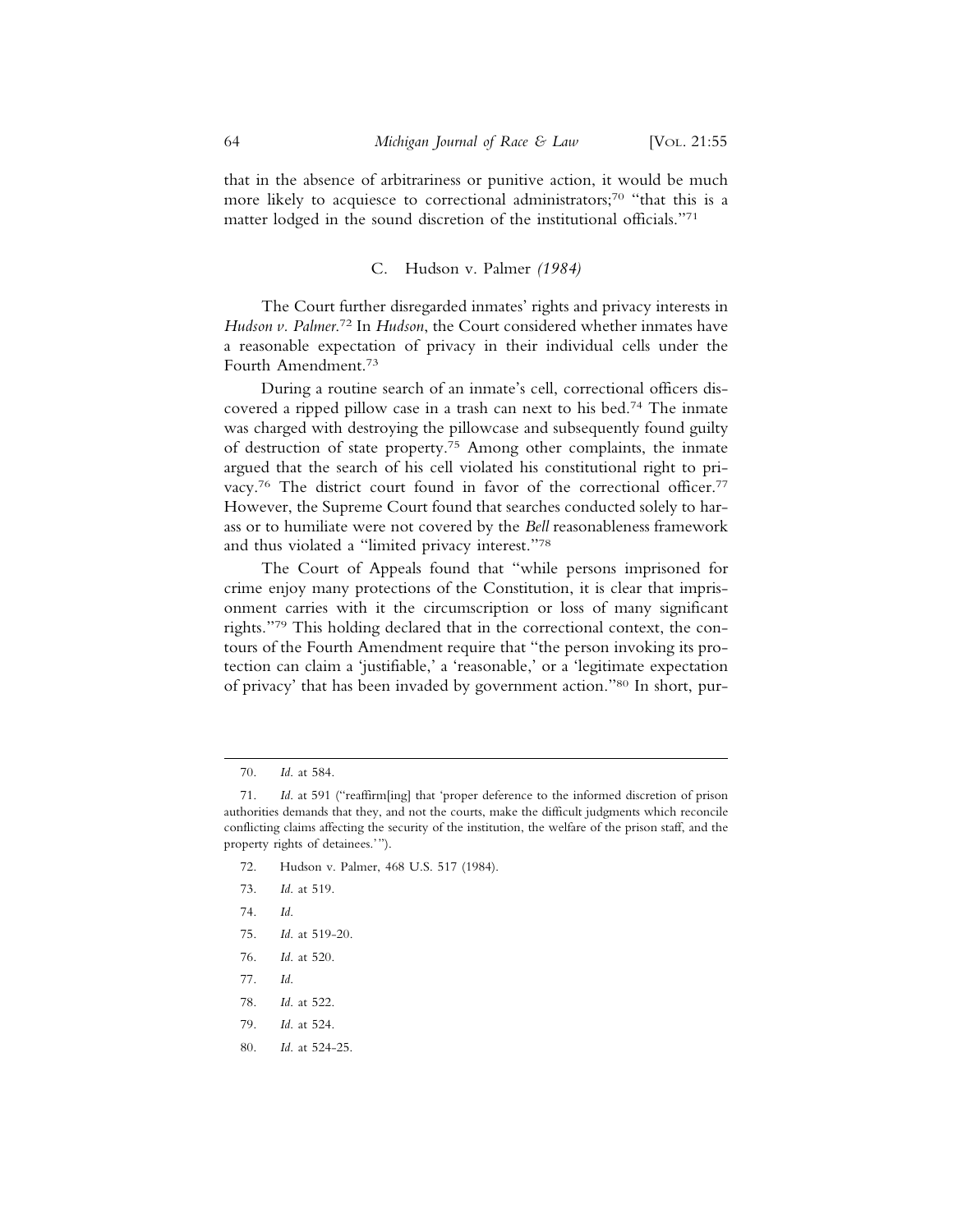that in the absence of arbitrariness or punitive action, it would be much more likely to acquiesce to correctional administrators;[70] "that this is a matter lodged in the sound discretion of the institutional officials."[71]

### C. Hudson v. Palmer *(1984)*

The Court further disregarded inmates' rights and privacy interests in *Hudson v. Palmer*.[72] In *Hudson*, the Court considered whether inmates have a reasonable expectation of privacy in their individual cells under the Fourth Amendment.[73]

During a routine search of an inmate's cell, correctional officers discovered a ripped pillow case in a trash can next to his bed.[74] The inmate was charged with destroying the pillowcase and subsequently found guilty of destruction of state property.[75] Among other complaints, the inmate argued that the search of his cell violated his constitutional right to privacy.[76] The district court found in favor of the correctional officer.[77] However, the Supreme Court found that searches conducted solely to harass or to humiliate were not covered by the *Bell* reasonableness framework and thus violated a "limited privacy interest."[78]

The Court of Appeals found that "while persons imprisoned for crime enjoy many protections of the Constitution, it is clear that imprisonment carries with it the circumscription or loss of many significant rights."[79] This holding declared that in the correctional context, the contours of the Fourth Amendment require that "the person invoking its protection can claim a 'justifiable,' a 'reasonable,' or a 'legitimate expectation of privacy' that has been invaded by government action."[80] In short, pur-

---

70. *Id.* at 584.

71. *Id.* at 591 ("reaffirm[ing] that 'proper deference to the informed discretion of prison authorities demands that they, and not the courts, make the difficult judgments which reconcile conflicting claims affecting the security of the institution, the welfare of the prison staff, and the property rights of detainees.'").

72. Hudson v. Palmer, 468 U.S. 517 (1984).

73. *Id.* at 519.

74. *Id.*

75. *Id.* at 519-20.

76. *Id.* at 520.

77. *Id.*

78. *Id.* at 522.

79. *Id.* at 524.

80. *Id.* at 524-25.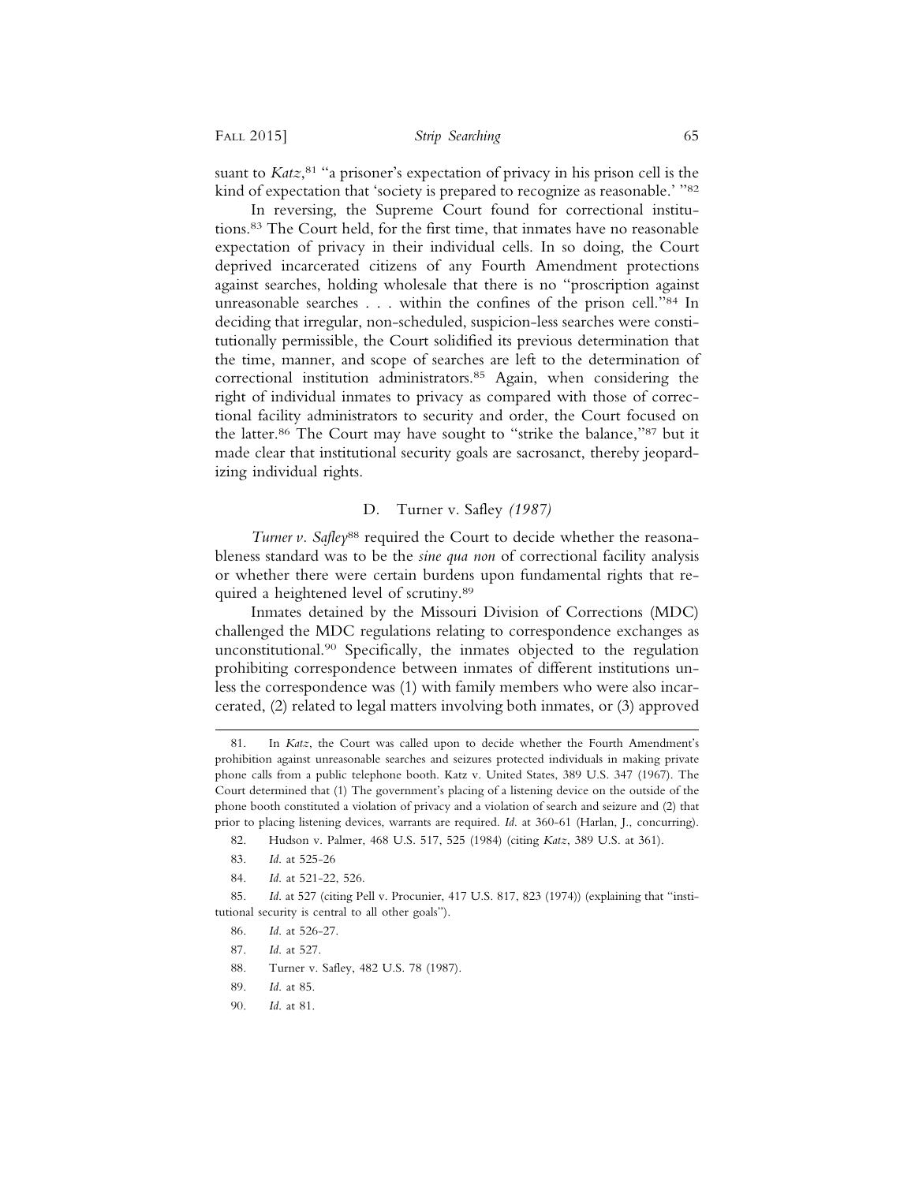suant to *Katz*,[81] "a prisoner's expectation of privacy in his prison cell is the kind of expectation that 'society is prepared to recognize as reasonable.' "[82]

In reversing, the Supreme Court found for correctional institutions.[83] The Court held, for the first time, that inmates have no reasonable expectation of privacy in their individual cells. In so doing, the Court deprived incarcerated citizens of any Fourth Amendment protections against searches, holding wholesale that there is no "proscription against unreasonable searches . . . within the confines of the prison cell."[84] In deciding that irregular, non-scheduled, suspicion-less searches were constitutionally permissible, the Court solidified its previous determination that the time, manner, and scope of searches are left to the determination of correctional institution administrators.[85] Again, when considering the right of individual inmates to privacy as compared with those of correctional facility administrators to security and order, the Court focused on the latter.[86] The Court may have sought to "strike the balance,"[87] but it made clear that institutional security goals are sacrosanct, thereby jeopardizing individual rights.

### D. Turner v. Safley *(1987)*

*Turner v. Safley*[88] required the Court to decide whether the reasonableness standard was to be the *sine qua non* of correctional facility analysis or whether there were certain burdens upon fundamental rights that required a heightened level of scrutiny.[89]

Inmates detained by the Missouri Division of Corrections (MDC) challenged the MDC regulations relating to correspondence exchanges as unconstitutional.[90] Specifically, the inmates objected to the regulation prohibiting correspondence between inmates of different institutions unless the correspondence was (1) with family members who were also incarcerated, (2) related to legal matters involving both inmates, or (3) approved

---

81. In *Katz*, the Court was called upon to decide whether the Fourth Amendment's prohibition against unreasonable searches and seizures protected individuals in making private phone calls from a public telephone booth. Katz v. United States, 389 U.S. 347 (1967). The Court determined that (1) The government's placing of a listening device on the outside of the phone booth constituted a violation of privacy and a violation of search and seizure and (2) that prior to placing listening devices, warrants are required. *Id.* at 360-61 (Harlan, J., concurring).

82. Hudson v. Palmer, 468 U.S. 517, 525 (1984) (citing *Katz*, 389 U.S. at 361).

83. *Id.* at 525-26

84. *Id.* at 521-22, 526.

85. *Id.* at 527 (citing Pell v. Procunier, 417 U.S. 817, 823 (1974)) (explaining that "institutional security is central to all other goals").

86. *Id.* at 526-27.

87. *Id.* at 527.

88. Turner v. Safley, 482 U.S. 78 (1987).

89. *Id.* at 85.

90. *Id.* at 81.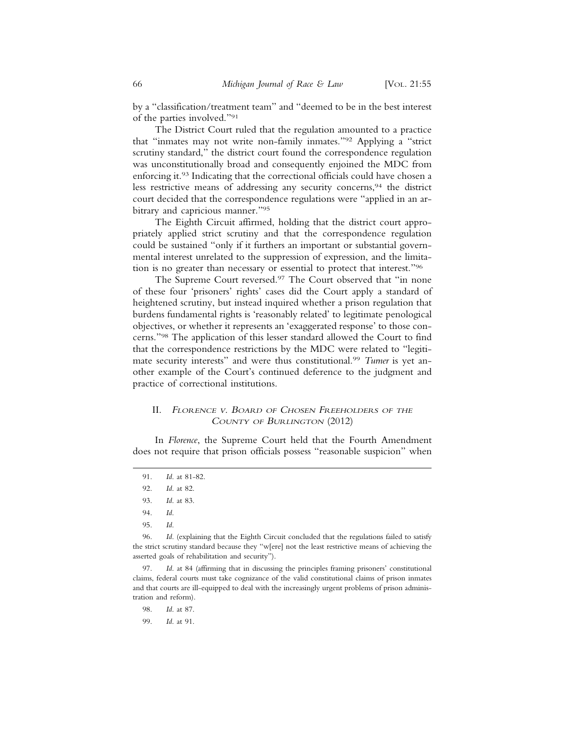by a "classification/treatment team" and "deemed to be in the best interest of the parties involved."[91]

The District Court ruled that the regulation amounted to a practice that "inmates may not write non-family inmates."[92] Applying a "strict scrutiny standard," the district court found the correspondence regulation was unconstitutionally broad and consequently enjoined the MDC from enforcing it.[93] Indicating that the correctional officials could have chosen a less restrictive means of addressing any security concerns,[94] the district court decided that the correspondence regulations were "applied in an arbitrary and capricious manner."[95]

The Eighth Circuit affirmed, holding that the district court appropriately applied strict scrutiny and that the correspondence regulation could be sustained "only if it furthers an important or substantial governmental interest unrelated to the suppression of expression, and the limitation is no greater than necessary or essential to protect that interest."[96]

The Supreme Court reversed.[97] The Court observed that "in none of these four 'prisoners' rights' cases did the Court apply a standard of heightened scrutiny, but instead inquired whether a prison regulation that burdens fundamental rights is 'reasonably related' to legitimate penological objectives, or whether it represents an 'exaggerated response' to those concerns."[98] The application of this lesser standard allowed the Court to find that the correspondence restrictions by the MDC were related to "legitimate security interests" and were thus constitutional.[99] *Turner* is yet another example of the Court's continued deference to the judgment and practice of correctional institutions.

## II. *Florence v. Board of Chosen Freeholders of the County of Burlington* (2012)

In *Florence*, the Supreme Court held that the Fourth Amendment does not require that prison officials possess "reasonable suspicion" when

---

91. *Id.* at 81-82.

92. *Id.* at 82.

93. *Id.* at 83.

94. *Id.*

95. *Id.*

96. *Id.* (explaining that the Eighth Circuit concluded that the regulations failed to satisfy the strict scrutiny standard because they "w[ere] not the least restrictive means of achieving the asserted goals of rehabilitation and security").

97. *Id.* at 84 (affirming that in discussing the principles framing prisoners' constitutional claims, federal courts must take cognizance of the valid constitutional claims of prison inmates and that courts are ill-equipped to deal with the increasingly urgent problems of prison administration and reform).

98. *Id.* at 87.

99. *Id.* at 91.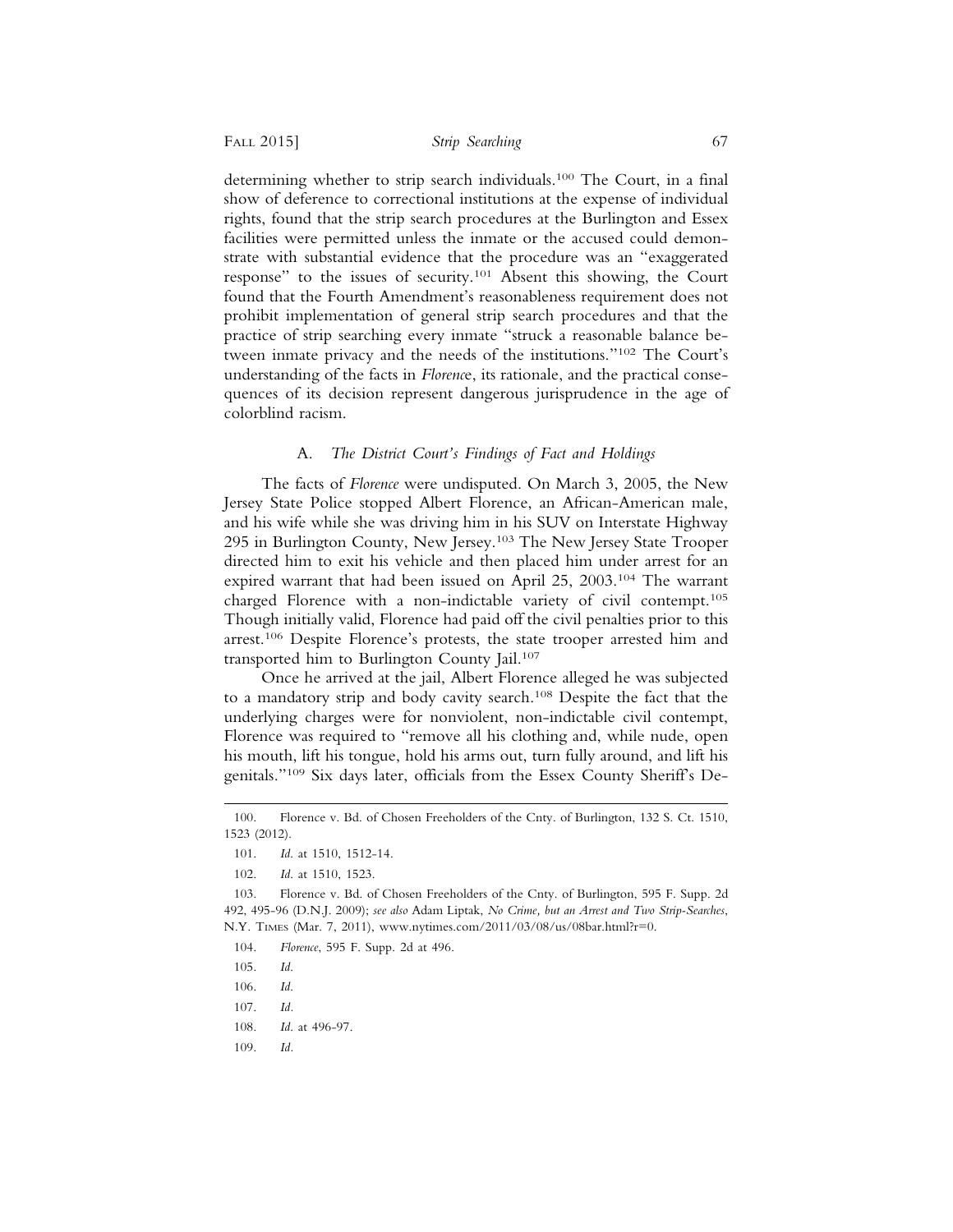determining whether to strip search individuals.[100] The Court, in a final show of deference to correctional institutions at the expense of individual rights, found that the strip search procedures at the Burlington and Essex facilities were permitted unless the inmate or the accused could demonstrate with substantial evidence that the procedure was an "exaggerated response" to the issues of security.[101] Absent this showing, the Court found that the Fourth Amendment's reasonableness requirement does not prohibit implementation of general strip search procedures and that the practice of strip searching every inmate "struck a reasonable balance between inmate privacy and the needs of the institutions."[102] The Court's understanding of the facts in *Florence*, its rationale, and the practical consequences of its decision represent dangerous jurisprudence in the age of colorblind racism.

### A. *The District Court's Findings of Fact and Holdings*

The facts of *Florence* were undisputed. On March 3, 2005, the New Jersey State Police stopped Albert Florence, an African-American male, and his wife while she was driving him in his SUV on Interstate Highway 295 in Burlington County, New Jersey.[103] The New Jersey State Trooper directed him to exit his vehicle and then placed him under arrest for an expired warrant that had been issued on April 25, 2003.[104] The warrant charged Florence with a non-indictable variety of civil contempt.[105] Though initially valid, Florence had paid off the civil penalties prior to this arrest.[106] Despite Florence's protests, the state trooper arrested him and transported him to Burlington County Jail.[107]

Once he arrived at the jail, Albert Florence alleged he was subjected to a mandatory strip and body cavity search.[108] Despite the fact that the underlying charges were for nonviolent, non-indictable civil contempt, Florence was required to "remove all his clothing and, while nude, open his mouth, lift his tongue, hold his arms out, turn fully around, and lift his genitals."[109] Six days later, officials from the Essex County Sheriff's De-

---

100. Florence v. Bd. of Chosen Freeholders of the Cnty. of Burlington, 132 S. Ct. 1510, 1523 (2012).

101. *Id.* at 1510, 1512-14.

102. *Id.* at 1510, 1523.

103. Florence v. Bd. of Chosen Freeholders of the Cnty. of Burlington, 595 F. Supp. 2d 492, 495-96 (D.N.J. 2009); *see also* Adam Liptak, *No Crime, but an Arrest and Two Strip-Searches*, N.Y. TIMES (Mar. 7, 2011), www.nytimes.com/2011/03/08/us/08bar.html?r=0.

104. *Florence*, 595 F. Supp. 2d at 496.

105. *Id.*

106. *Id.*

107. *Id.*

108. *Id.* at 496-97.

109. *Id.*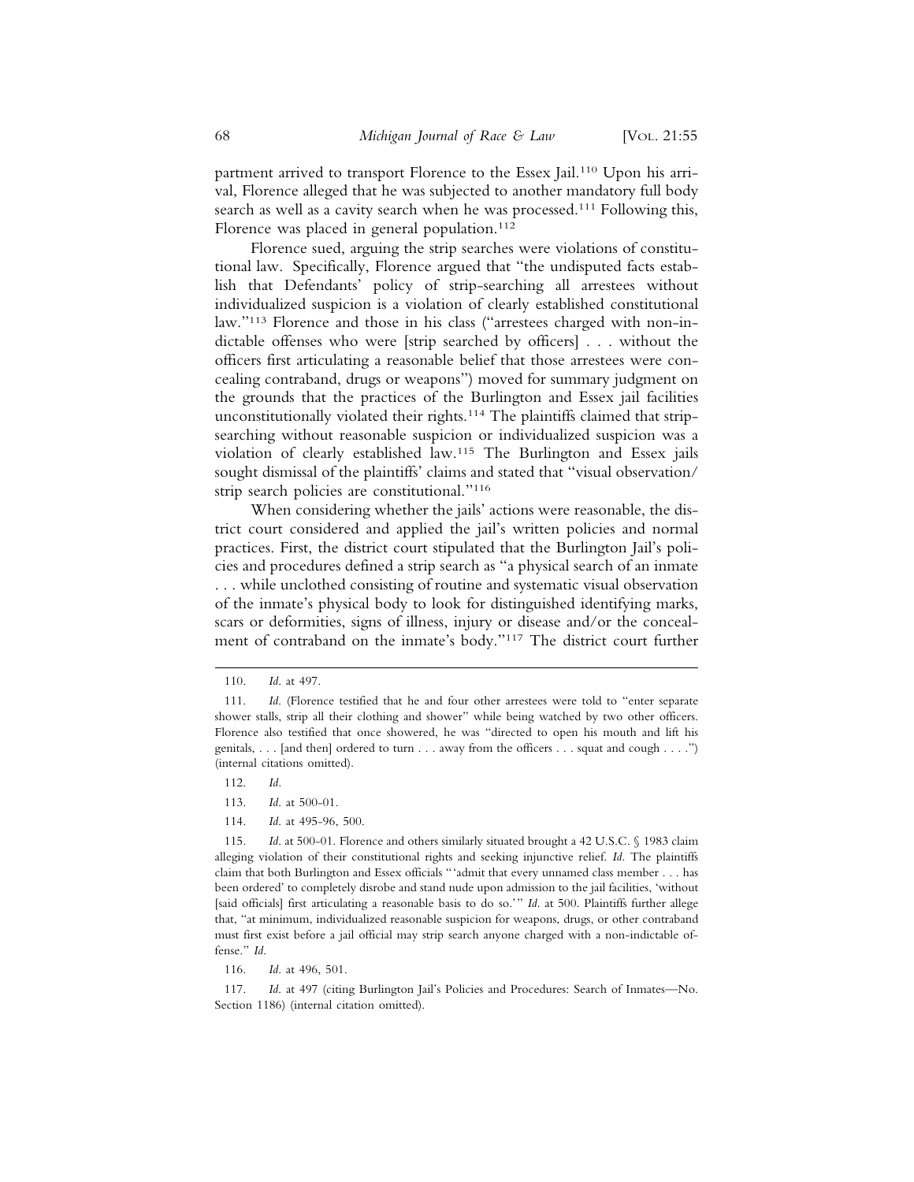partment arrived to transport Florence to the Essex Jail.[110] Upon his arrival, Florence alleged that he was subjected to another mandatory full body search as well as a cavity search when he was processed.[111] Following this, Florence was placed in general population.[112]

Florence sued, arguing the strip searches were violations of constitutional law. Specifically, Florence argued that "the undisputed facts establish that Defendants' policy of strip-searching all arrestees without individualized suspicion is a violation of clearly established constitutional law."[113] Florence and those in his class ("arrestees charged with non-indictable offenses who were [strip searched by officers] . . . without the officers first articulating a reasonable belief that those arrestees were concealing contraband, drugs or weapons") moved for summary judgment on the grounds that the practices of the Burlington and Essex jail facilities unconstitutionally violated their rights.[114] The plaintiffs claimed that strip-searching without reasonable suspicion or individualized suspicion was a violation of clearly established law.[115] The Burlington and Essex jails sought dismissal of the plaintiffs' claims and stated that "visual observation/strip search policies are constitutional."[116]

When considering whether the jails' actions were reasonable, the district court considered and applied the jail's written policies and normal practices. First, the district court stipulated that the Burlington Jail's policies and procedures defined a strip search as "a physical search of an inmate . . . while unclothed consisting of routine and systematic visual observation of the inmate's physical body to look for distinguished identifying marks, scars or deformities, signs of illness, injury or disease and/or the concealment of contraband on the inmate's body."[117] The district court further

---

110. *Id.* at 497.

111. *Id.* (Florence testified that he and four other arrestees were told to "enter separate shower stalls, strip all their clothing and shower" while being watched by two other officers. Florence also testified that once showered, he was "directed to open his mouth and lift his genitals, . . . [and then] ordered to turn . . . away from the officers . . . squat and cough . . . .") (internal citations omitted).

112. *Id.*

113. *Id.* at 500-01.

114. *Id.* at 495-96, 500.

115. *Id.* at 500-01. Florence and others similarly situated brought a 42 U.S.C. § 1983 claim alleging violation of their constitutional rights and seeking injunctive relief. *Id.* The plaintiffs claim that both Burlington and Essex officials "'admit that every unnamed class member . . . has been ordered' to completely disrobe and stand nude upon admission to the jail facilities, 'without [said officials] first articulating a reasonable basis to do so.'" *Id.* at 500. Plaintiffs further allege that, "at minimum, individualized reasonable suspicion for weapons, drugs, or other contraband must first exist before a jail official may strip search anyone charged with a non-indictable offense." *Id.*

116. *Id.* at 496, 501.

117. *Id.* at 497 (citing Burlington Jail's Policies and Procedures: Search of Inmates—No. Section 1186) (internal citation omitted).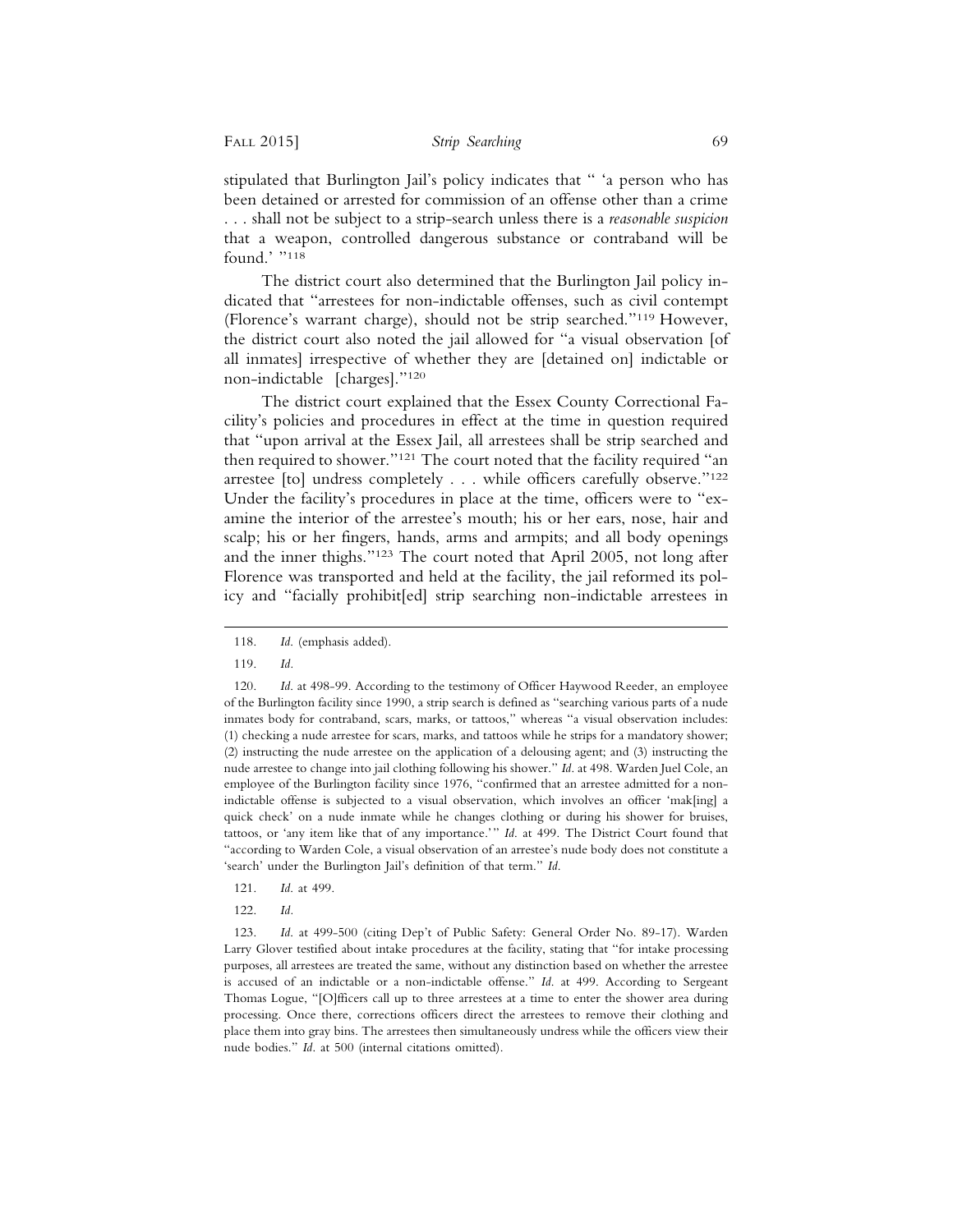stipulated that Burlington Jail's policy indicates that " 'a person who has been detained or arrested for commission of an offense other than a crime . . . shall not be subject to a strip-search unless there is a *reasonable suspicion* that a weapon, controlled dangerous substance or contraband will be found.' "[118]

The district court also determined that the Burlington Jail policy indicated that "arrestees for non-indictable offenses, such as civil contempt (Florence's warrant charge), should not be strip searched."[119] However, the district court also noted the jail allowed for "a visual observation [of all inmates] irrespective of whether they are [detained on] indictable or non-indictable [charges]."[120]

The district court explained that the Essex County Correctional Facility's policies and procedures in effect at the time in question required that "upon arrival at the Essex Jail, all arrestees shall be strip searched and then required to shower."[121] The court noted that the facility required "an arrestee [to] undress completely . . . while officers carefully observe."[122] Under the facility's procedures in place at the time, officers were to "examine the interior of the arrestee's mouth; his or her ears, nose, hair and scalp; his or her fingers, hands, arms and armpits; and all body openings and the inner thighs."[123] The court noted that April 2005, not long after Florence was transported and held at the facility, the jail reformed its policy and "facially prohibit[ed] strip searching non-indictable arrestees in

---

118. *Id.* (emphasis added).

119. *Id.*

120. *Id.* at 498-99. According to the testimony of Officer Haywood Reeder, an employee of the Burlington facility since 1990, a strip search is defined as "searching various parts of a nude inmates body for contraband, scars, marks, or tattoos," whereas "a visual observation includes: (1) checking a nude arrestee for scars, marks, and tattoos while he strips for a mandatory shower; (2) instructing the nude arrestee on the application of a delousing agent; and (3) instructing the nude arrestee to change into jail clothing following his shower." *Id.* at 498. Warden Juel Cole, an employee of the Burlington facility since 1976, "confirmed that an arrestee admitted for a non-indictable offense is subjected to a visual observation, which involves an officer 'mak[ing] a quick check' on a nude inmate while he changes clothing or during his shower for bruises, tattoos, or 'any item like that of any importance.'" *Id.* at 499. The District Court found that "according to Warden Cole, a visual observation of an arrestee's nude body does not constitute a 'search' under the Burlington Jail's definition of that term." *Id.*

121. *Id.* at 499.

122. *Id.*

123. *Id.* at 499-500 (citing Dep't of Public Safety: General Order No. 89-17). Warden Larry Glover testified about intake procedures at the facility, stating that "for intake processing purposes, all arrestees are treated the same, without any distinction based on whether the arrestee is accused of an indictable or a non-indictable offense." *Id.* at 499. According to Sergeant Thomas Logue, "[O]fficers call up to three arrestees at a time to enter the shower area during processing. Once there, corrections officers direct the arrestees to remove their clothing and place them into gray bins. The arrestees then simultaneously undress while the officers view their nude bodies." *Id.* at 500 (internal citations omitted).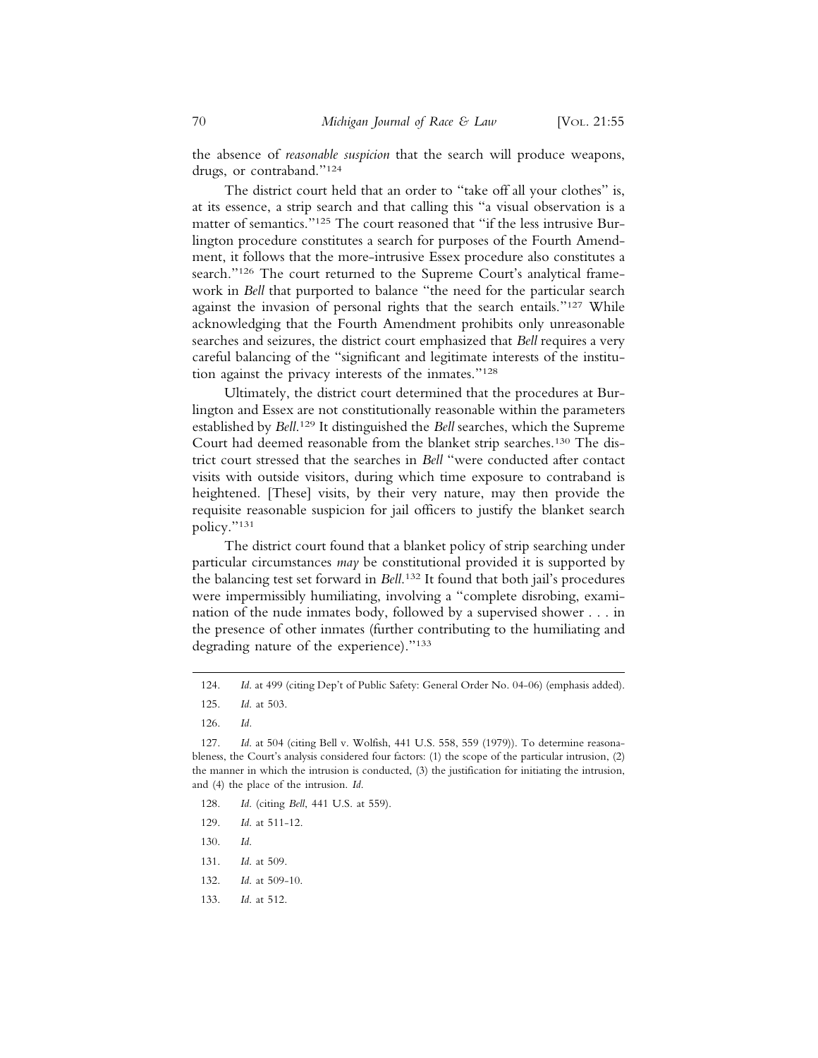the absence of *reasonable suspicion* that the search will produce weapons, drugs, or contraband."[124]

The district court held that an order to "take off all your clothes" is, at its essence, a strip search and that calling this "a visual observation is a matter of semantics."[125] The court reasoned that "if the less intrusive Burlington procedure constitutes a search for purposes of the Fourth Amendment, it follows that the more-intrusive Essex procedure also constitutes a search."[126] The court returned to the Supreme Court's analytical framework in *Bell* that purported to balance "the need for the particular search against the invasion of personal rights that the search entails."[127] While acknowledging that the Fourth Amendment prohibits only unreasonable searches and seizures, the district court emphasized that *Bell* requires a very careful balancing of the "significant and legitimate interests of the institution against the privacy interests of the inmates."[128]

Ultimately, the district court determined that the procedures at Burlington and Essex are not constitutionally reasonable within the parameters established by *Bell*.[129] It distinguished the *Bell* searches, which the Supreme Court had deemed reasonable from the blanket strip searches.[130] The district court stressed that the searches in *Bell* "were conducted after contact visits with outside visitors, during which time exposure to contraband is heightened. [These] visits, by their very nature, may then provide the requisite reasonable suspicion for jail officers to justify the blanket search policy."[131]

The district court found that a blanket policy of strip searching under particular circumstances *may* be constitutional provided it is supported by the balancing test set forward in *Bell*.[132] It found that both jail's procedures were impermissibly humiliating, involving a "complete disrobing, examination of the nude inmates body, followed by a supervised shower . . . in the presence of other inmates (further contributing to the humiliating and degrading nature of the experience)."[133]

---

124. *Id*. at 499 (citing Dep't of Public Safety: General Order No. 04-06) (emphasis added).

125. *Id*. at 503.

126. *Id*.

127. *Id*. at 504 (citing Bell v. Wolfish, 441 U.S. 558, 559 (1979)). To determine reasonableness, the Court's analysis considered four factors: (1) the scope of the particular intrusion, (2) the manner in which the intrusion is conducted, (3) the justification for initiating the intrusion, and (4) the place of the intrusion. *Id*.

128. *Id*. (citing *Bell*, 441 U.S. at 559).

129. *Id*. at 511-12.

130. *Id*.

131. *Id*. at 509.

132. *Id*. at 509-10.

133. *Id*. at 512.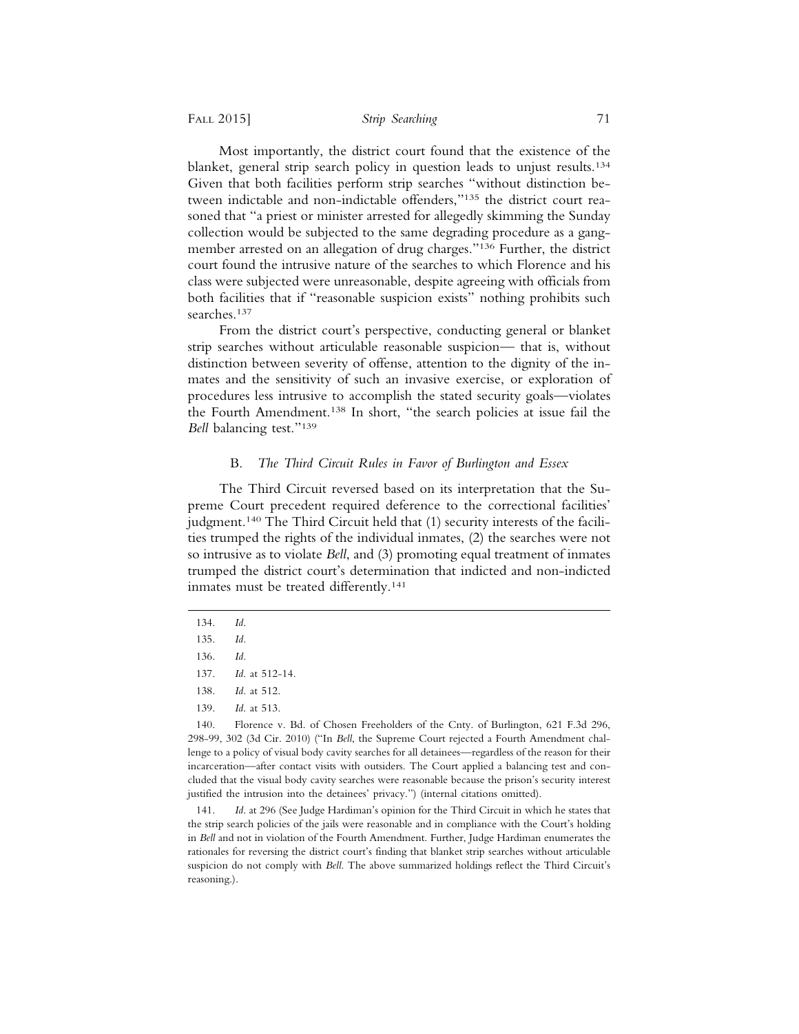Most importantly, the district court found that the existence of the blanket, general strip search policy in question leads to unjust results.[134] Given that both facilities perform strip searches "without distinction between indictable and non-indictable offenders,"[135] the district court reasoned that "a priest or minister arrested for allegedly skimming the Sunday collection would be subjected to the same degrading procedure as a gang-member arrested on an allegation of drug charges."[136] Further, the district court found the intrusive nature of the searches to which Florence and his class were subjected were unreasonable, despite agreeing with officials from both facilities that if "reasonable suspicion exists" nothing prohibits such searches.[137]

From the district court's perspective, conducting general or blanket strip searches without articulable reasonable suspicion— that is, without distinction between severity of offense, attention to the dignity of the inmates and the sensitivity of such an invasive exercise, or exploration of procedures less intrusive to accomplish the stated security goals—violates the Fourth Amendment.[138] In short, "the search policies at issue fail the *Bell* balancing test."[139]

### B. *The Third Circuit Rules in Favor of Burlington and Essex*

The Third Circuit reversed based on its interpretation that the Supreme Court precedent required deference to the correctional facilities' judgment.[140] The Third Circuit held that (1) security interests of the facilities trumped the rights of the individual inmates, (2) the searches were not so intrusive as to violate *Bell*, and (3) promoting equal treatment of inmates trumped the district court's determination that indicted and non-indicted inmates must be treated differently.[141]

---

134. *Id.*

135. *Id.*

136. *Id.*

137. *Id.* at 512-14.

138. *Id.* at 512.

139. *Id.* at 513.

140. Florence v. Bd. of Chosen Freeholders of the Cnty. of Burlington, 621 F.3d 296, 298-99, 302 (3d Cir. 2010) ("In *Bell*, the Supreme Court rejected a Fourth Amendment challenge to a policy of visual body cavity searches for all detainees—regardless of the reason for their incarceration—after contact visits with outsiders. The Court applied a balancing test and concluded that the visual body cavity searches were reasonable because the prison's security interest justified the intrusion into the detainees' privacy.") (internal citations omitted).

141. *Id.* at 296 (See Judge Hardiman's opinion for the Third Circuit in which he states that the strip search policies of the jails were reasonable and in compliance with the Court's holding in *Bell* and not in violation of the Fourth Amendment. Further, Judge Hardiman enumerates the rationales for reversing the district court's finding that blanket strip searches without articulable suspicion do not comply with *Bell*. The above summarized holdings reflect the Third Circuit's reasoning.).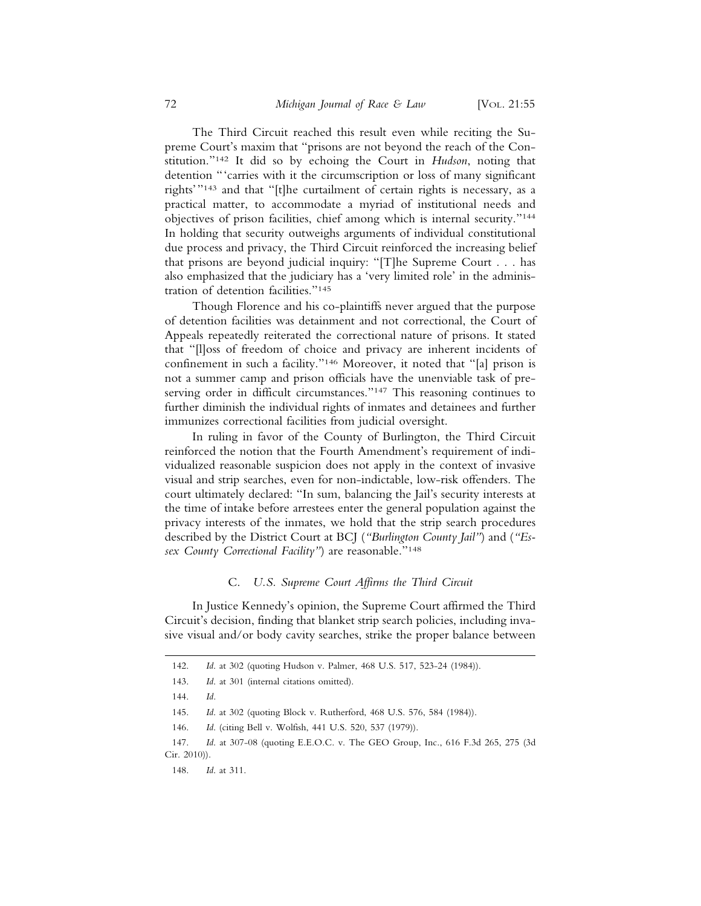The Third Circuit reached this result even while reciting the Supreme Court's maxim that "prisons are not beyond the reach of the Constitution."[142] It did so by echoing the Court in *Hudson*, noting that detention "'carries with it the circumscription or loss of many significant rights'"[143] and that "[t]he curtailment of certain rights is necessary, as a practical matter, to accommodate a myriad of institutional needs and objectives of prison facilities, chief among which is internal security."[144] In holding that security outweighs arguments of individual constitutional due process and privacy, the Third Circuit reinforced the increasing belief that prisons are beyond judicial inquiry: "[T]he Supreme Court . . . has also emphasized that the judiciary has a 'very limited role' in the administration of detention facilities."[145]

Though Florence and his co-plaintiffs never argued that the purpose of detention facilities was detainment and not correctional, the Court of Appeals repeatedly reiterated the correctional nature of prisons. It stated that "[l]oss of freedom of choice and privacy are inherent incidents of confinement in such a facility."[146] Moreover, it noted that "[a] prison is not a summer camp and prison officials have the unenviable task of preserving order in difficult circumstances."[147] This reasoning continues to further diminish the individual rights of inmates and detainees and further immunizes correctional facilities from judicial oversight.

In ruling in favor of the County of Burlington, the Third Circuit reinforced the notion that the Fourth Amendment's requirement of individualized reasonable suspicion does not apply in the context of invasive visual and strip searches, even for non-indictable, low-risk offenders. The court ultimately declared: "In sum, balancing the Jail's security interests at the time of intake before arrestees enter the general population against the privacy interests of the inmates, we hold that the strip search procedures described by the District Court at BCJ (*"Burlington County Jail"*) and (*"Essex County Correctional Facility"*) are reasonable."[148]

### C. *U.S. Supreme Court Affirms the Third Circuit*

In Justice Kennedy's opinion, the Supreme Court affirmed the Third Circuit's decision, finding that blanket strip search policies, including invasive visual and/or body cavity searches, strike the proper balance between

---

142. *Id.* at 302 (quoting Hudson v. Palmer, 468 U.S. 517, 523-24 (1984)).

143. *Id.* at 301 (internal citations omitted).

144. *Id.*

145. *Id.* at 302 (quoting Block v. Rutherford, 468 U.S. 576, 584 (1984)).

146. *Id.* (citing Bell v. Wolfish, 441 U.S. 520, 537 (1979)).

147. *Id.* at 307-08 (quoting E.E.O.C. v. The GEO Group, Inc., 616 F.3d 265, 275 (3d Cir. 2010)).

148. *Id.* at 311.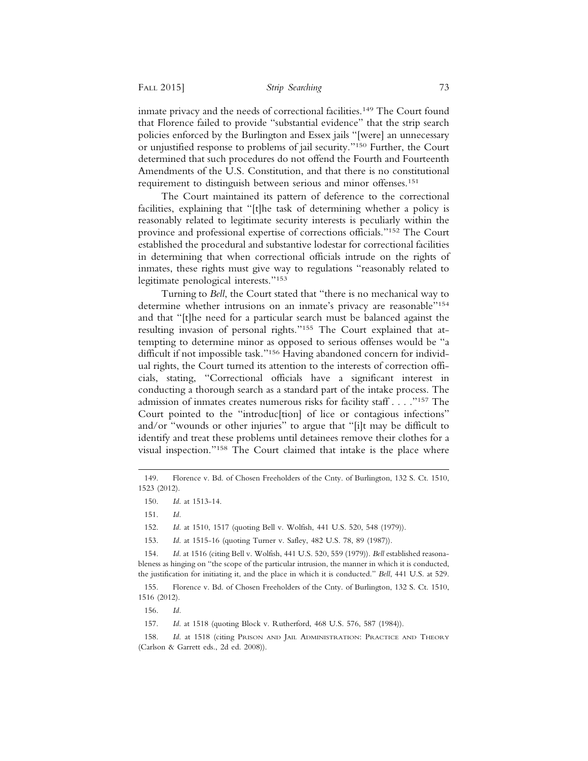inmate privacy and the needs of correctional facilities.[149] The Court found that Florence failed to provide "substantial evidence" that the strip search policies enforced by the Burlington and Essex jails "[were] an unnecessary or unjustified response to problems of jail security."[150] Further, the Court determined that such procedures do not offend the Fourth and Fourteenth Amendments of the U.S. Constitution, and that there is no constitutional requirement to distinguish between serious and minor offenses.[151]

The Court maintained its pattern of deference to the correctional facilities, explaining that "[t]he task of determining whether a policy is reasonably related to legitimate security interests is peculiarly within the province and professional expertise of corrections officials."[152] The Court established the procedural and substantive lodestar for correctional facilities in determining that when correctional officials intrude on the rights of inmates, these rights must give way to regulations "reasonably related to legitimate penological interests."[153]

Turning to *Bell*, the Court stated that "there is no mechanical way to determine whether intrusions on an inmate's privacy are reasonable"[154] and that "[t]he need for a particular search must be balanced against the resulting invasion of personal rights."[155] The Court explained that attempting to determine minor as opposed to serious offenses would be "a difficult if not impossible task."[156] Having abandoned concern for individual rights, the Court turned its attention to the interests of correction officials, stating, "Correctional officials have a significant interest in conducting a thorough search as a standard part of the intake process. The admission of inmates creates numerous risks for facility staff . . . ."[157] The Court pointed to the "introduc[tion] of lice or contagious infections" and/or "wounds or other injuries" to argue that "[i]t may be difficult to identify and treat these problems until detainees remove their clothes for a visual inspection."[158] The Court claimed that intake is the place where

---

149. Florence v. Bd. of Chosen Freeholders of the Cnty. of Burlington, 132 S. Ct. 1510, 1523 (2012).

150. *Id.* at 1513-14.

151. *Id.*

152. *Id.* at 1510, 1517 (quoting Bell v. Wolfish, 441 U.S. 520, 548 (1979)).

153. *Id.* at 1515-16 (quoting Turner v. Safley, 482 U.S. 78, 89 (1987)).

154. *Id.* at 1516 (citing Bell v. Wolfish, 441 U.S. 520, 559 (1979)). *Bell* established reasonableness as hinging on "the scope of the particular intrusion, the manner in which it is conducted, the justification for initiating it, and the place in which it is conducted." *Bell*, 441 U.S. at 529.

155. Florence v. Bd. of Chosen Freeholders of the Cnty. of Burlington, 132 S. Ct. 1510, 1516 (2012).

156. *Id.*

157. *Id.* at 1518 (quoting Block v. Rutherford, 468 U.S. 576, 587 (1984)).

158. *Id.* at 1518 (citing PRISON AND JAIL ADMINISTRATION: PRACTICE AND THEORY (Carlson & Garrett eds., 2d ed. 2008)).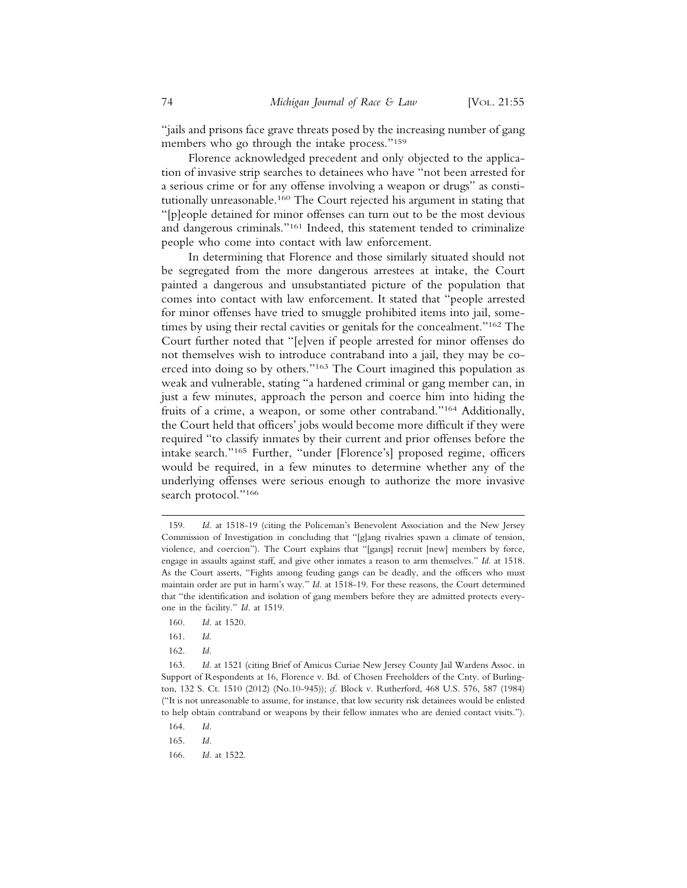"jails and prisons face grave threats posed by the increasing number of gang members who go through the intake process."[159]

Florence acknowledged precedent and only objected to the application of invasive strip searches to detainees who have "not been arrested for a serious crime or for any offense involving a weapon or drugs" as constitutionally unreasonable.[160] The Court rejected his argument in stating that "[p]eople detained for minor offenses can turn out to be the most devious and dangerous criminals."[161] Indeed, this statement tended to criminalize people who come into contact with law enforcement.

In determining that Florence and those similarly situated should not be segregated from the more dangerous arrestees at intake, the Court painted a dangerous and unsubstantiated picture of the population that comes into contact with law enforcement. It stated that "people arrested for minor offenses have tried to smuggle prohibited items into jail, sometimes by using their rectal cavities or genitals for the concealment."[162] The Court further noted that "[e]ven if people arrested for minor offenses do not themselves wish to introduce contraband into a jail, they may be coerced into doing so by others."[163] The Court imagined this population as weak and vulnerable, stating "a hardened criminal or gang member can, in just a few minutes, approach the person and coerce him into hiding the fruits of a crime, a weapon, or some other contraband."[164] Additionally, the Court held that officers' jobs would become more difficult if they were required "to classify inmates by their current and prior offenses before the intake search."[165] Further, "under [Florence's] proposed regime, officers would be required, in a few minutes to determine whether any of the underlying offenses were serious enough to authorize the more invasive search protocol."[166]

---

159. *Id.* at 1518-19 (citing the Policeman's Benevolent Association and the New Jersey Commission of Investigation in concluding that "[g]ang rivalries spawn a climate of tension, violence, and coercion"). The Court explains that "[gangs] recruit [new] members by force, engage in assaults against staff, and give other inmates a reason to arm themselves." *Id.* at 1518. As the Court asserts, "Fights among feuding gangs can be deadly, and the officers who must maintain order are put in harm's way." *Id.* at 1518-19. For these reasons, the Court determined that "the identification and isolation of gang members before they are admitted protects everyone in the facility." *Id.* at 1519.

160. *Id.* at 1520.

161. *Id.*

162. *Id.*

163. *Id.* at 1521 (citing Brief of Amicus Curiae New Jersey County Jail Wardens Assoc. in Support of Respondents at 16, Florence v. Bd. of Chosen Freeholders of the Cnty. of Burlington, 132 S. Ct. 1510 (2012) (No.10-945)); *cf.* Block v. Rutherford, 468 U.S. 576, 587 (1984) ("It is not unreasonable to assume, for instance, that low security risk detainees would be enlisted to help obtain contraband or weapons by their fellow inmates who are denied contact visits.").

164. *Id.*

165. *Id.*

166. *Id.* at 1522.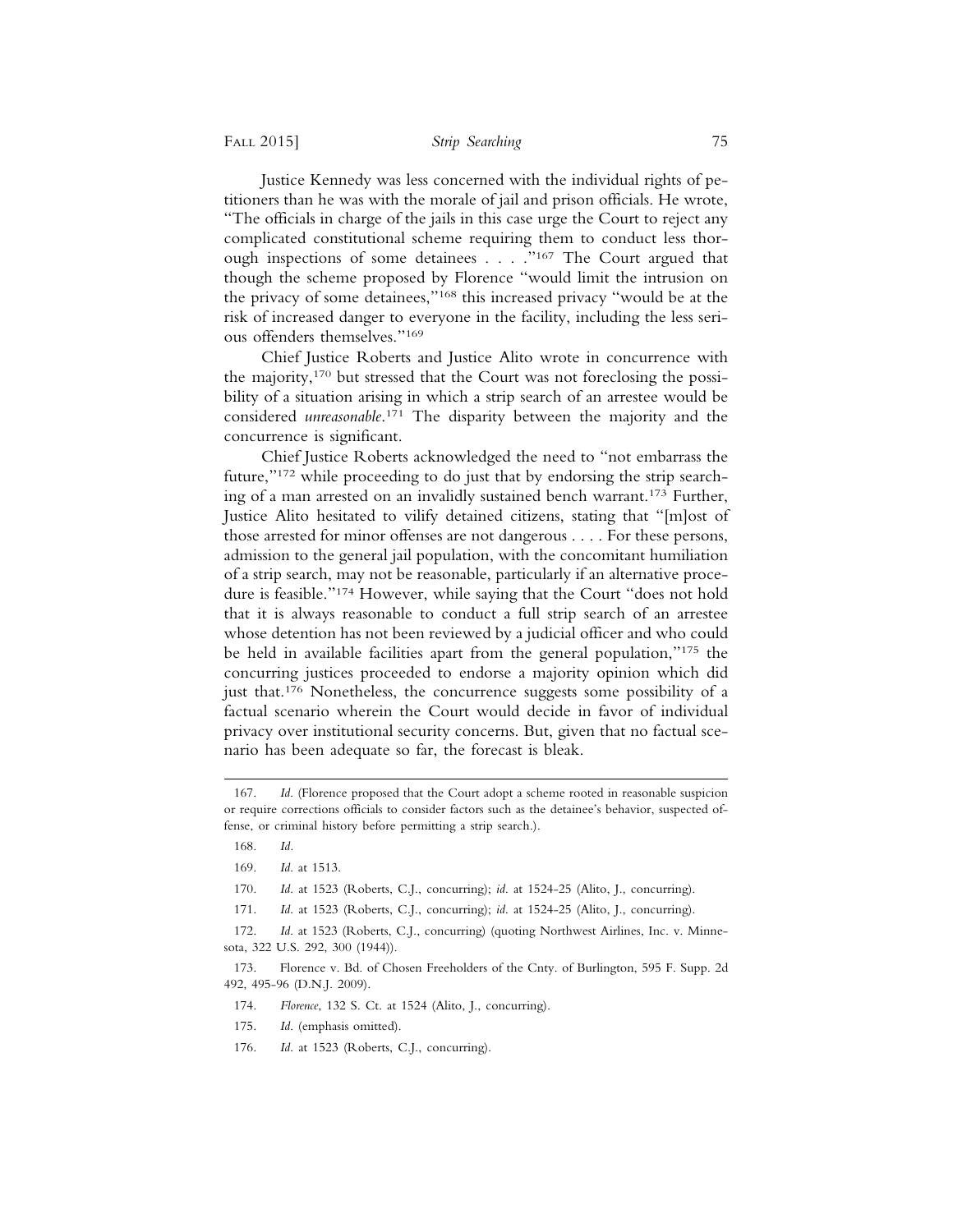Justice Kennedy was less concerned with the individual rights of petitioners than he was with the morale of jail and prison officials. He wrote, "The officials in charge of the jails in this case urge the Court to reject any complicated constitutional scheme requiring them to conduct less thorough inspections of some detainees . . . ."[167] The Court argued that though the scheme proposed by Florence "would limit the intrusion on the privacy of some detainees,"[168] this increased privacy "would be at the risk of increased danger to everyone in the facility, including the less serious offenders themselves."[169]

Chief Justice Roberts and Justice Alito wrote in concurrence with the majority,[170] but stressed that the Court was not foreclosing the possibility of a situation arising in which a strip search of an arrestee would be considered *unreasonable*.[171] The disparity between the majority and the concurrence is significant.

Chief Justice Roberts acknowledged the need to "not embarrass the future,"[172] while proceeding to do just that by endorsing the strip searching of a man arrested on an invalidly sustained bench warrant.[173] Further, Justice Alito hesitated to vilify detained citizens, stating that "[m]ost of those arrested for minor offenses are not dangerous . . . . For these persons, admission to the general jail population, with the concomitant humiliation of a strip search, may not be reasonable, particularly if an alternative procedure is feasible."[174] However, while saying that the Court "does not hold that it is always reasonable to conduct a full strip search of an arrestee whose detention has not been reviewed by a judicial officer and who could be held in available facilities apart from the general population,"[175] the concurring justices proceeded to endorse a majority opinion which did just that.[176] Nonetheless, the concurrence suggests some possibility of a factual scenario wherein the Court would decide in favor of individual privacy over institutional security concerns. But, given that no factual scenario has been adequate so far, the forecast is bleak.

---

167. *Id.* (Florence proposed that the Court adopt a scheme rooted in reasonable suspicion or require corrections officials to consider factors such as the detainee's behavior, suspected offense, or criminal history before permitting a strip search.).

168. *Id.*

169. *Id.* at 1513.

170. *Id.* at 1523 (Roberts, C.J., concurring); *id.* at 1524-25 (Alito, J., concurring).

171. *Id.* at 1523 (Roberts, C.J., concurring); *id.* at 1524-25 (Alito, J., concurring).

172. *Id.* at 1523 (Roberts, C.J., concurring) (quoting Northwest Airlines, Inc. v. Minnesota, 322 U.S. 292, 300 (1944)).

173. Florence v. Bd. of Chosen Freeholders of the Cnty. of Burlington, 595 F. Supp. 2d 492, 495-96 (D.N.J. 2009).

174. *Florence*, 132 S. Ct. at 1524 (Alito, J., concurring).

175. *Id.* (emphasis omitted).

176. *Id.* at 1523 (Roberts, C.J., concurring).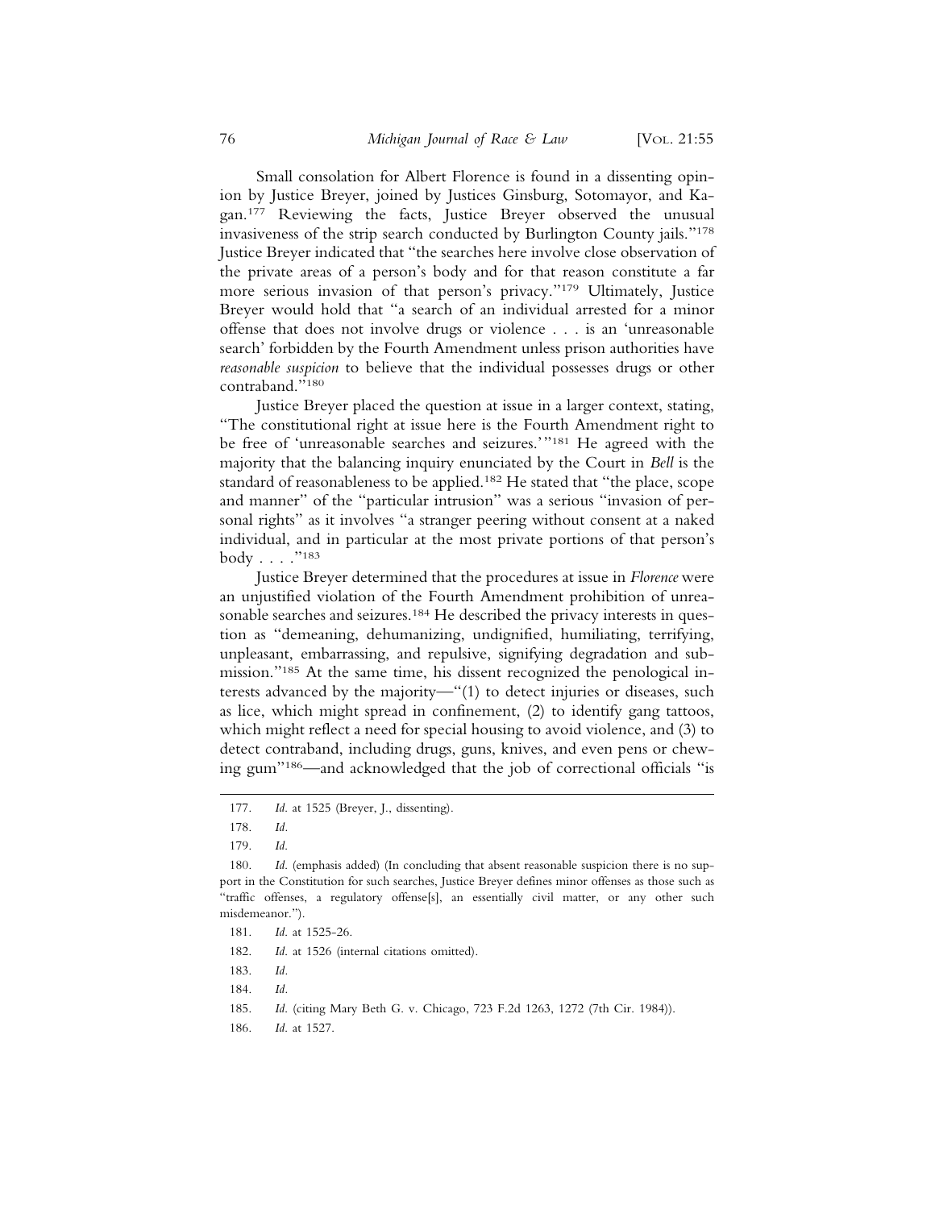Small consolation for Albert Florence is found in a dissenting opinion by Justice Breyer, joined by Justices Ginsburg, Sotomayor, and Kagan.[177] Reviewing the facts, Justice Breyer observed the unusual invasiveness of the strip search conducted by Burlington County jails."[178] Justice Breyer indicated that "the searches here involve close observation of the private areas of a person's body and for that reason constitute a far more serious invasion of that person's privacy."[179] Ultimately, Justice Breyer would hold that "a search of an individual arrested for a minor offense that does not involve drugs or violence . . . is an 'unreasonable search' forbidden by the Fourth Amendment unless prison authorities have *reasonable suspicion* to believe that the individual possesses drugs or other contraband."[180]

Justice Breyer placed the question at issue in a larger context, stating, "The constitutional right at issue here is the Fourth Amendment right to be free of 'unreasonable searches and seizures.'"[181] He agreed with the majority that the balancing inquiry enunciated by the Court in *Bell* is the standard of reasonableness to be applied.[182] He stated that "the place, scope and manner" of the "particular intrusion" was a serious "invasion of personal rights" as it involves "a stranger peering without consent at a naked individual, and in particular at the most private portions of that person's body . . . ."[183]

Justice Breyer determined that the procedures at issue in *Florence* were an unjustified violation of the Fourth Amendment prohibition of unreasonable searches and seizures.[184] He described the privacy interests in question as "demeaning, dehumanizing, undignified, humiliating, terrifying, unpleasant, embarrassing, and repulsive, signifying degradation and submission."[185] At the same time, his dissent recognized the penological interests advanced by the majority—"(1) to detect injuries or diseases, such as lice, which might spread in confinement, (2) to identify gang tattoos, which might reflect a need for special housing to avoid violence, and (3) to detect contraband, including drugs, guns, knives, and even pens or chewing gum"[186]—and acknowledged that the job of correctional officials "is

177. *Id.* at 1525 (Breyer, J., dissenting).

178. *Id.*

179. *Id.*

180. *Id.* (emphasis added) (In concluding that absent reasonable suspicion there is no support in the Constitution for such searches, Justice Breyer defines minor offenses as those such as "traffic offenses, a regulatory offense[s], an essentially civil matter, or any other such misdemeanor.").

181. *Id.* at 1525-26.

182. *Id.* at 1526 (internal citations omitted).

183. *Id.*

184. *Id.*

185. *Id.* (citing Mary Beth G. v. Chicago, 723 F.2d 1263, 1272 (7th Cir. 1984)).

186. *Id.* at 1527.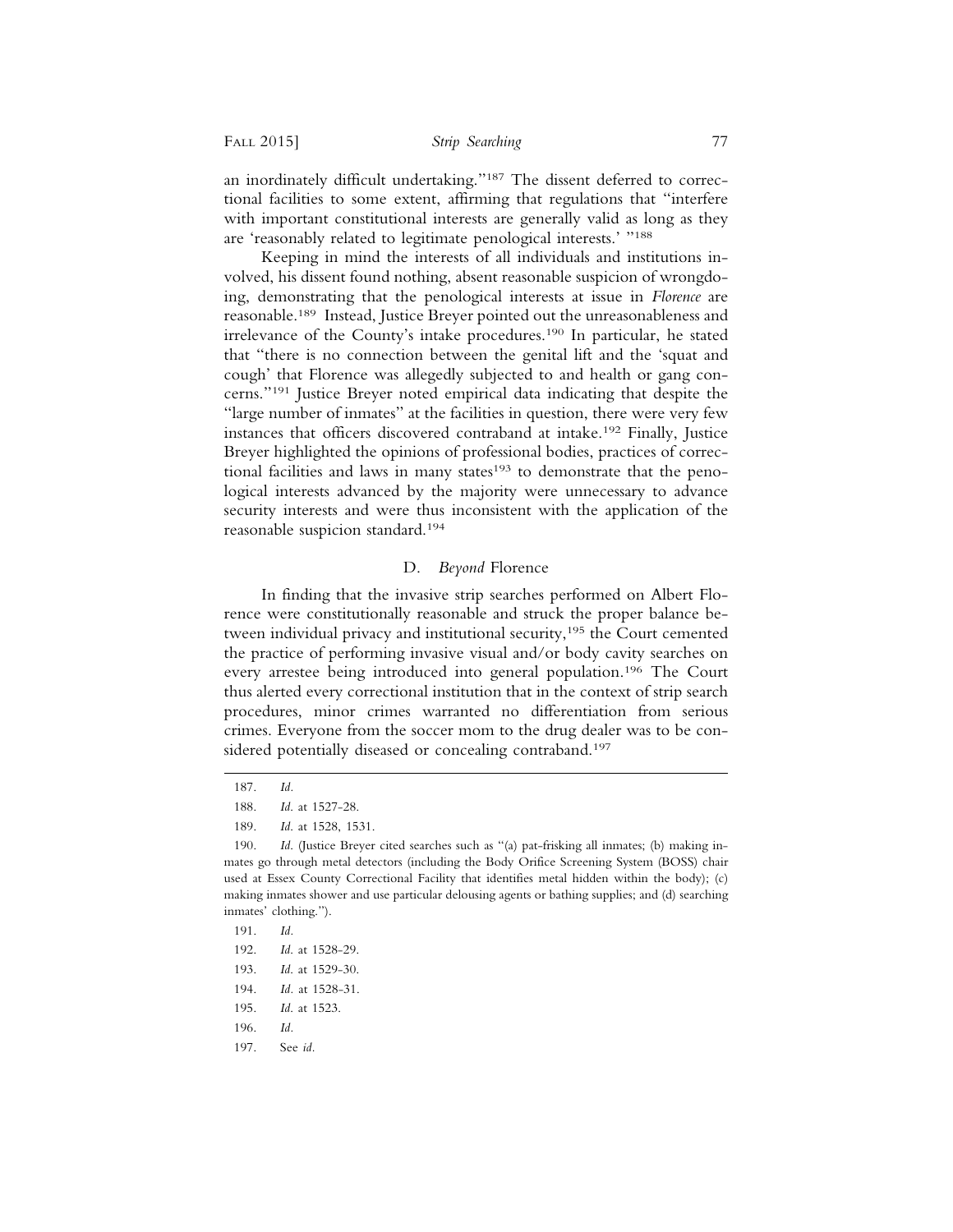an inordinately difficult undertaking."[187] The dissent deferred to correctional facilities to some extent, affirming that regulations that "interfere with important constitutional interests are generally valid as long as they are 'reasonably related to legitimate penological interests.' "[188]

Keeping in mind the interests of all individuals and institutions involved, his dissent found nothing, absent reasonable suspicion of wrongdoing, demonstrating that the penological interests at issue in *Florence* are reasonable.[189] Instead, Justice Breyer pointed out the unreasonableness and irrelevance of the County's intake procedures.[190] In particular, he stated that "there is no connection between the genital lift and the 'squat and cough' that Florence was allegedly subjected to and health or gang concerns."[191] Justice Breyer noted empirical data indicating that despite the "large number of inmates" at the facilities in question, there were very few instances that officers discovered contraband at intake.[192] Finally, Justice Breyer highlighted the opinions of professional bodies, practices of correctional facilities and laws in many states[193] to demonstrate that the penological interests advanced by the majority were unnecessary to advance security interests and were thus inconsistent with the application of the reasonable suspicion standard.[194]

### D. *Beyond* Florence

In finding that the invasive strip searches performed on Albert Florence were constitutionally reasonable and struck the proper balance between individual privacy and institutional security,[195] the Court cemented the practice of performing invasive visual and/or body cavity searches on every arrestee being introduced into general population.[196] The Court thus alerted every correctional institution that in the context of strip search procedures, minor crimes warranted no differentiation from serious crimes. Everyone from the soccer mom to the drug dealer was to be considered potentially diseased or concealing contraband.[197]

---

187. *Id.*

188. *Id.* at 1527-28.

189. *Id.* at 1528, 1531.

190. *Id.* (Justice Breyer cited searches such as "(a) pat-frisking all inmates; (b) making inmates go through metal detectors (including the Body Orifice Screening System (BOSS) chair used at Essex County Correctional Facility that identifies metal hidden within the body); (c) making inmates shower and use particular delousing agents or bathing supplies; and (d) searching inmates' clothing.").

191. *Id.*

192. *Id.* at 1528-29.

193. *Id.* at 1529-30.

194. *Id.* at 1528-31.

195. *Id.* at 1523.

196. *Id.*

197. See *id.*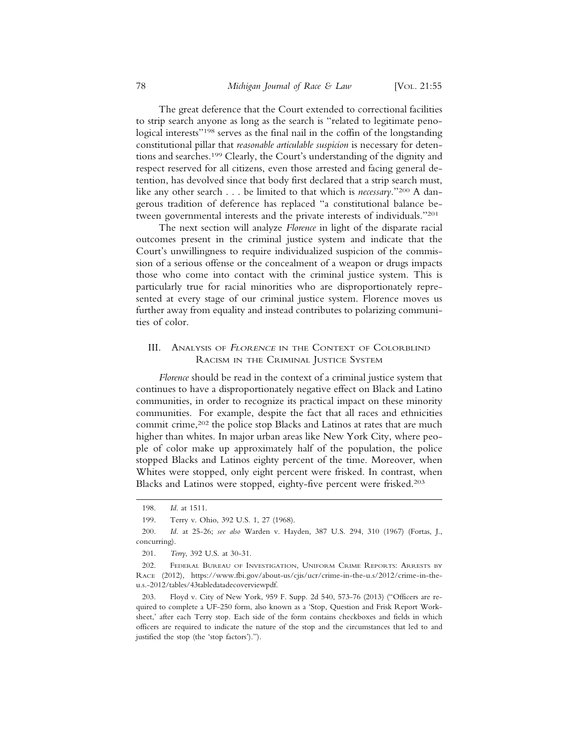The great deference that the Court extended to correctional facilities to strip search anyone as long as the search is "related to legitimate penological interests"[198] serves as the final nail in the coffin of the longstanding constitutional pillar that *reasonable articulable suspicion* is necessary for detentions and searches.[199] Clearly, the Court's understanding of the dignity and respect reserved for all citizens, even those arrested and facing general detention, has devolved since that body first declared that a strip search must, like any other search . . . be limited to that which is *necessary*."[200] A dangerous tradition of deference has replaced "a constitutional balance between governmental interests and the private interests of individuals."[201]

The next section will analyze *Florence* in light of the disparate racial outcomes present in the criminal justice system and indicate that the Court's unwillingness to require individualized suspicion of the commission of a serious offense or the concealment of a weapon or drugs impacts those who come into contact with the criminal justice system. This is particularly true for racial minorities who are disproportionately represented at every stage of our criminal justice system. Florence moves us further away from equality and instead contributes to polarizing communities of color.

## III. Analysis of *Florence* in the Context of Colorblind Racism in the Criminal Justice System

*Florence* should be read in the context of a criminal justice system that continues to have a disproportionately negative effect on Black and Latino communities, in order to recognize its practical impact on these minority communities. For example, despite the fact that all races and ethnicities commit crime,[202] the police stop Blacks and Latinos at rates that are much higher than whites. In major urban areas like New York City, where people of color make up approximately half of the population, the police stopped Blacks and Latinos eighty percent of the time. Moreover, when Whites were stopped, only eight percent were frisked. In contrast, when Blacks and Latinos were stopped, eighty-five percent were frisked.[203]

---

198. *Id.* at 1511.

199. Terry v. Ohio, 392 U.S. 1, 27 (1968).

200. *Id.* at 25-26; *see also* Warden v. Hayden, 387 U.S. 294, 310 (1967) (Fortas, J., concurring).

201. *Terry*, 392 U.S. at 30-31.

202. Federal Bureau of Investigation, Uniform Crime Reports: Arrests by Race (2012), https://www.fbi.gov/about-us/cjis/ucr/crime-in-the-u.s/2012/crime-in-the-u.s.-2012/tables/43tabledatadecoverviewpdf.

203. Floyd v. City of New York, 959 F. Supp. 2d 540, 573-76 (2013) ("Officers are required to complete a UF-250 form, also known as a 'Stop, Question and Frisk Report Worksheet,' after each Terry stop. Each side of the form contains checkboxes and fields in which officers are required to indicate the nature of the stop and the circumstances that led to and justified the stop (the 'stop factors').").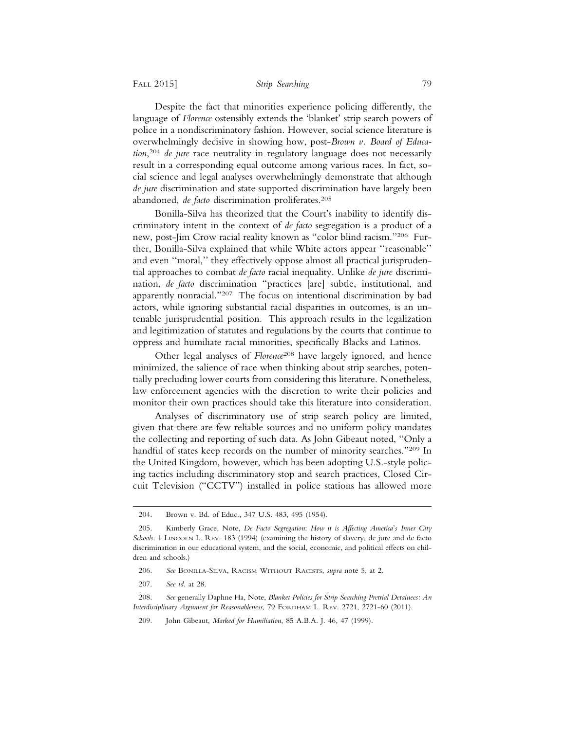Despite the fact that minorities experience policing differently, the language of *Florence* ostensibly extends the 'blanket' strip search powers of police in a nondiscriminatory fashion. However, social science literature is overwhelmingly decisive in showing how, post-*Brown v. Board of Education*,[204] *de jure* race neutrality in regulatory language does not necessarily result in a corresponding equal outcome among various races. In fact, social science and legal analyses overwhelmingly demonstrate that although *de jure* discrimination and state supported discrimination have largely been abandoned, *de facto* discrimination proliferates.[205]

Bonilla-Silva has theorized that the Court's inability to identify discriminatory intent in the context of *de facto* segregation is a product of a new, post-Jim Crow racial reality known as "color blind racism."[206] Further, Bonilla-Silva explained that while White actors appear "reasonable" and even "moral," they effectively oppose almost all practical jurisprudential approaches to combat *de facto* racial inequality. Unlike *de jure* discrimination, *de facto* discrimination "practices [are] subtle, institutional, and apparently nonracial."[207] The focus on intentional discrimination by bad actors, while ignoring substantial racial disparities in outcomes, is an untenable jurisprudential position. This approach results in the legalization and legitimization of statutes and regulations by the courts that continue to oppress and humiliate racial minorities, specifically Blacks and Latinos.

Other legal analyses of *Florence*[208] have largely ignored, and hence minimized, the salience of race when thinking about strip searches, potentially precluding lower courts from considering this literature. Nonetheless, law enforcement agencies with the discretion to write their policies and monitor their own practices should take this literature into consideration.

Analyses of discriminatory use of strip search policy are limited, given that there are few reliable sources and no uniform policy mandates the collecting and reporting of such data. As John Gibeaut noted, "Only a handful of states keep records on the number of minority searches."[209] In the United Kingdom, however, which has been adopting U.S.-style policing tactics including discriminatory stop and search practices, Closed Circuit Television ("CCTV") installed in police stations has allowed more

---

204. Brown v. Bd. of Educ., 347 U.S. 483, 495 (1954).

205. Kimberly Grace, Note, *De Facto Segregation: How it is Affecting America's Inner City Schools*. 1 LINCOLN L. REV. 183 (1994) (examining the history of slavery, de jure and de facto discrimination in our educational system, and the social, economic, and political effects on children and schools.)

206. *See* BONILLA-SILVA, RACISM WITHOUT RACISTS, *supra* note 5, at 2.

207. *See id.* at 28.

208. *See* generally Daphne Ha, Note, *Blanket Policies for Strip Searching Pretrial Detainees: An Interdisciplinary Argument for Reasonableness*, 79 FORDHAM L. REV. 2721, 2721-60 (2011).

209. John Gibeaut, *Marked for Humiliation*, 85 A.B.A. J. 46, 47 (1999).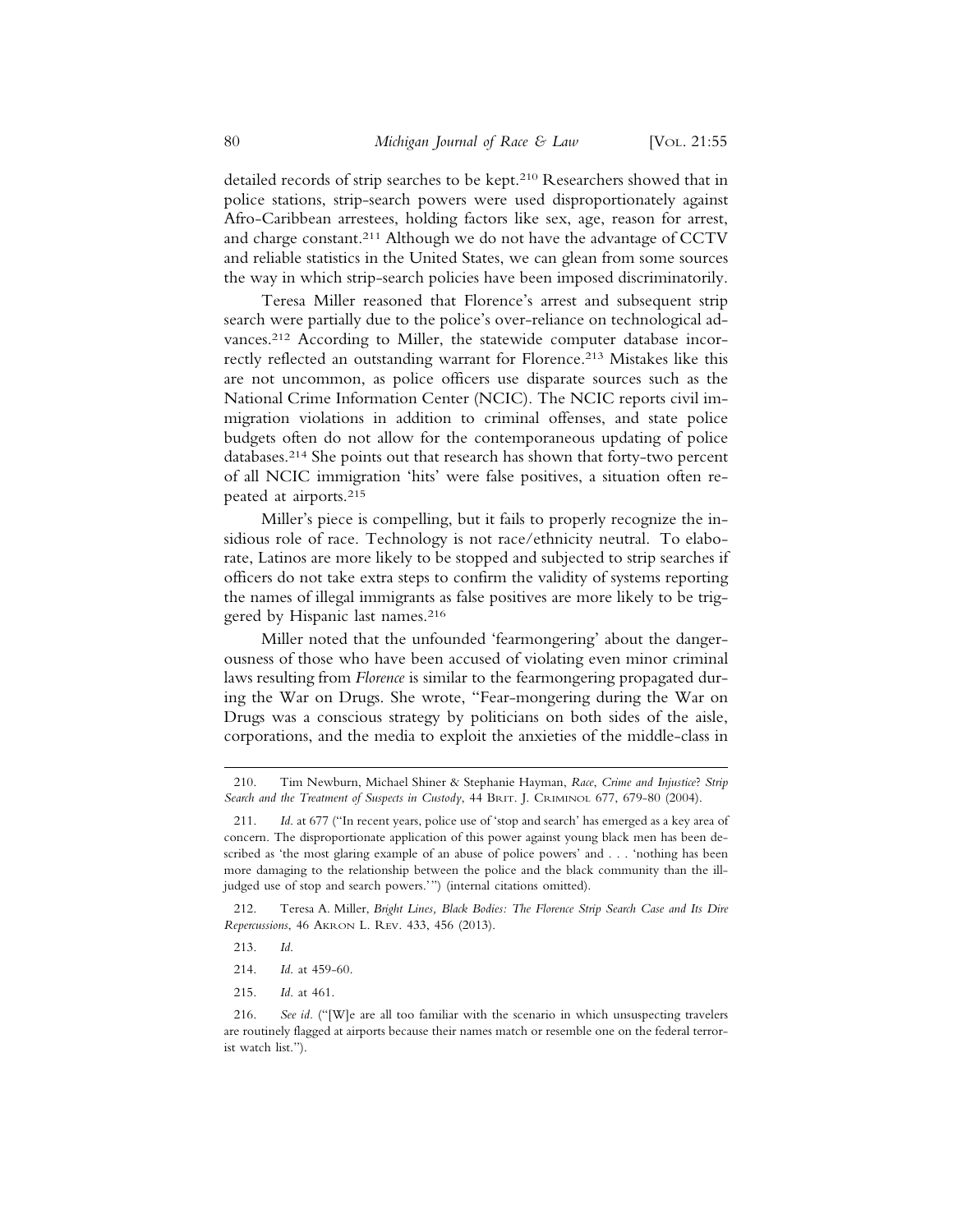detailed records of strip searches to be kept.[210] Researchers showed that in police stations, strip-search powers were used disproportionately against Afro-Caribbean arrestees, holding factors like sex, age, reason for arrest, and charge constant.[211] Although we do not have the advantage of CCTV and reliable statistics in the United States, we can glean from some sources the way in which strip-search policies have been imposed discriminatorily.

Teresa Miller reasoned that Florence's arrest and subsequent strip search were partially due to the police's over-reliance on technological advances.[212] According to Miller, the statewide computer database incorrectly reflected an outstanding warrant for Florence.[213] Mistakes like this are not uncommon, as police officers use disparate sources such as the National Crime Information Center (NCIC). The NCIC reports civil immigration violations in addition to criminal offenses, and state police budgets often do not allow for the contemporaneous updating of police databases.[214] She points out that research has shown that forty-two percent of all NCIC immigration 'hits' were false positives, a situation often repeated at airports.[215]

Miller's piece is compelling, but it fails to properly recognize the insidious role of race. Technology is not race/ethnicity neutral. To elaborate, Latinos are more likely to be stopped and subjected to strip searches if officers do not take extra steps to confirm the validity of systems reporting the names of illegal immigrants as false positives are more likely to be triggered by Hispanic last names.[216]

Miller noted that the unfounded 'fearmongering' about the dangerousness of those who have been accused of violating even minor criminal laws resulting from *Florence* is similar to the fearmongering propagated during the War on Drugs. She wrote, "Fear-mongering during the War on Drugs was a conscious strategy by politicians on both sides of the aisle, corporations, and the media to exploit the anxieties of the middle-class in

---

210. Tim Newburn, Michael Shiner & Stephanie Hayman, *Race, Crime and Injustice? Strip Search and the Treatment of Suspects in Custody*, 44 Brit. J. Criminol 677, 679-80 (2004).

211. *Id.* at 677 ("In recent years, police use of 'stop and search' has emerged as a key area of concern. The disproportionate application of this power against young black men has been described as 'the most glaring example of an abuse of police powers' and . . . 'nothing has been more damaging to the relationship between the police and the black community than the ill-judged use of stop and search powers.'") (internal citations omitted).

212. Teresa A. Miller, *Bright Lines, Black Bodies: The Florence Strip Search Case and Its Dire Repercussions*, 46 Akron L. Rev. 433, 456 (2013).

213. *Id.*

214. *Id.* at 459-60.

215. *Id.* at 461.

216. *See id.* ("[W]e are all too familiar with the scenario in which unsuspecting travelers are routinely flagged at airports because their names match or resemble one on the federal terrorist watch list.").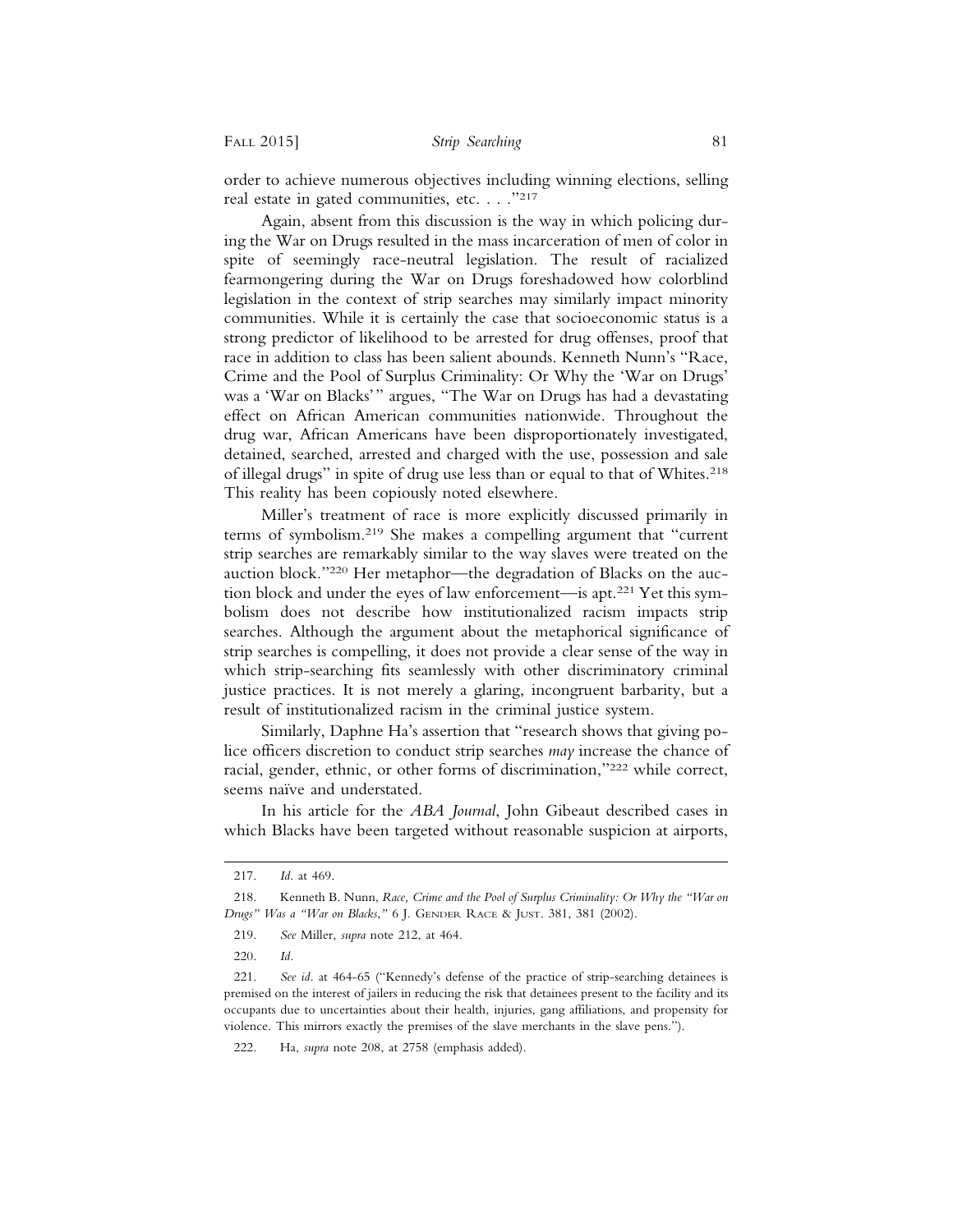order to achieve numerous objectives including winning elections, selling real estate in gated communities, etc. . . ."[217]

Again, absent from this discussion is the way in which policing during the War on Drugs resulted in the mass incarceration of men of color in spite of seemingly race-neutral legislation. The result of racialized fearmongering during the War on Drugs foreshadowed how colorblind legislation in the context of strip searches may similarly impact minority communities. While it is certainly the case that socioeconomic status is a strong predictor of likelihood to be arrested for drug offenses, proof that race in addition to class has been salient abounds. Kenneth Nunn's "Race, Crime and the Pool of Surplus Criminality: Or Why the 'War on Drugs' was a 'War on Blacks'" argues, "The War on Drugs has had a devastating effect on African American communities nationwide. Throughout the drug war, African Americans have been disproportionately investigated, detained, searched, arrested and charged with the use, possession and sale of illegal drugs" in spite of drug use less than or equal to that of Whites.[218] This reality has been copiously noted elsewhere.

Miller's treatment of race is more explicitly discussed primarily in terms of symbolism.[219] She makes a compelling argument that "current strip searches are remarkably similar to the way slaves were treated on the auction block."[220] Her metaphor—the degradation of Blacks on the auction block and under the eyes of law enforcement—is apt.[221] Yet this symbolism does not describe how institutionalized racism impacts strip searches. Although the argument about the metaphorical significance of strip searches is compelling, it does not provide a clear sense of the way in which strip-searching fits seamlessly with other discriminatory criminal justice practices. It is not merely a glaring, incongruent barbarity, but a result of institutionalized racism in the criminal justice system.

Similarly, Daphne Ha's assertion that "research shows that giving police officers discretion to conduct strip searches *may* increase the chance of racial, gender, ethnic, or other forms of discrimination,"[222] while correct, seems naïve and understated.

In his article for the *ABA Journal*, John Gibeaut described cases in which Blacks have been targeted without reasonable suspicion at airports,

---

217. *Id.* at 469.

218. Kenneth B. Nunn, *Race, Crime and the Pool of Surplus Criminality: Or Why the "War on Drugs" Was a "War on Blacks,"* 6 J. GENDER RACE & JUST. 381, 381 (2002).

219. *See* Miller, *supra* note 212, at 464.

220. *Id.*

221. *See id.* at 464-65 ("Kennedy's defense of the practice of strip-searching detainees is premised on the interest of jailers in reducing the risk that detainees present to the facility and its occupants due to uncertainties about their health, injuries, gang affiliations, and propensity for violence. This mirrors exactly the premises of the slave merchants in the slave pens.").

222. Ha, *supra* note 208, at 2758 (emphasis added).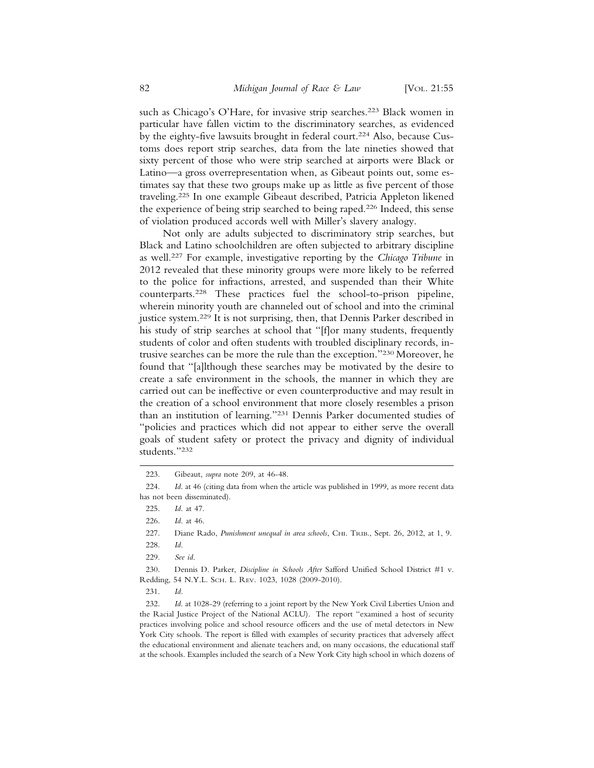such as Chicago's O'Hare, for invasive strip searches.[223] Black women in particular have fallen victim to the discriminatory searches, as evidenced by the eighty-five lawsuits brought in federal court.[224] Also, because Customs does report strip searches, data from the late nineties showed that sixty percent of those who were strip searched at airports were Black or Latino—a gross overrepresentation when, as Gibeaut points out, some estimates say that these two groups make up as little as five percent of those traveling.[225] In one example Gibeaut described, Patricia Appleton likened the experience of being strip searched to being raped.[226] Indeed, this sense of violation produced accords well with Miller's slavery analogy.

Not only are adults subjected to discriminatory strip searches, but Black and Latino schoolchildren are often subjected to arbitrary discipline as well.[227] For example, investigative reporting by the *Chicago Tribune* in 2012 revealed that these minority groups were more likely to be referred to the police for infractions, arrested, and suspended than their White counterparts.[228] These practices fuel the school-to-prison pipeline, wherein minority youth are channeled out of school and into the criminal justice system.[229] It is not surprising, then, that Dennis Parker described in his study of strip searches at school that "[f]or many students, frequently students of color and often students with troubled disciplinary records, intrusive searches can be more the rule than the exception."[230] Moreover, he found that "[a]lthough these searches may be motivated by the desire to create a safe environment in the schools, the manner in which they are carried out can be ineffective or even counterproductive and may result in the creation of a school environment that more closely resembles a prison than an institution of learning."[231] Dennis Parker documented studies of "policies and practices which did not appear to either serve the overall goals of student safety or protect the privacy and dignity of individual students."[232]

---

223. Gibeaut, *supra* note 209, at 46-48.

224. *Id.* at 46 (citing data from when the article was published in 1999, as more recent data has not been disseminated).

225. *Id.* at 47.

226. *Id.* at 46.

227. Diane Rado, *Punishment unequal in area schools*, Chi. Trib., Sept. 26, 2012, at 1, 9.

228. *Id.*

229. *See id.*

230. Dennis D. Parker, *Discipline in Schools After* Safford Unified School District #1 v. Redding, 54 N.Y.L. Sch. L. Rev. 1023, 1028 (2009-2010).

231. *Id.*

232. *Id.* at 1028-29 (referring to a joint report by the New York Civil Liberties Union and the Racial Justice Project of the National ACLU). The report "examined a host of security practices involving police and school resource officers and the use of metal detectors in New York City schools. The report is filled with examples of security practices that adversely affect the educational environment and alienate teachers and, on many occasions, the educational staff at the schools. Examples included the search of a New York City high school in which dozens of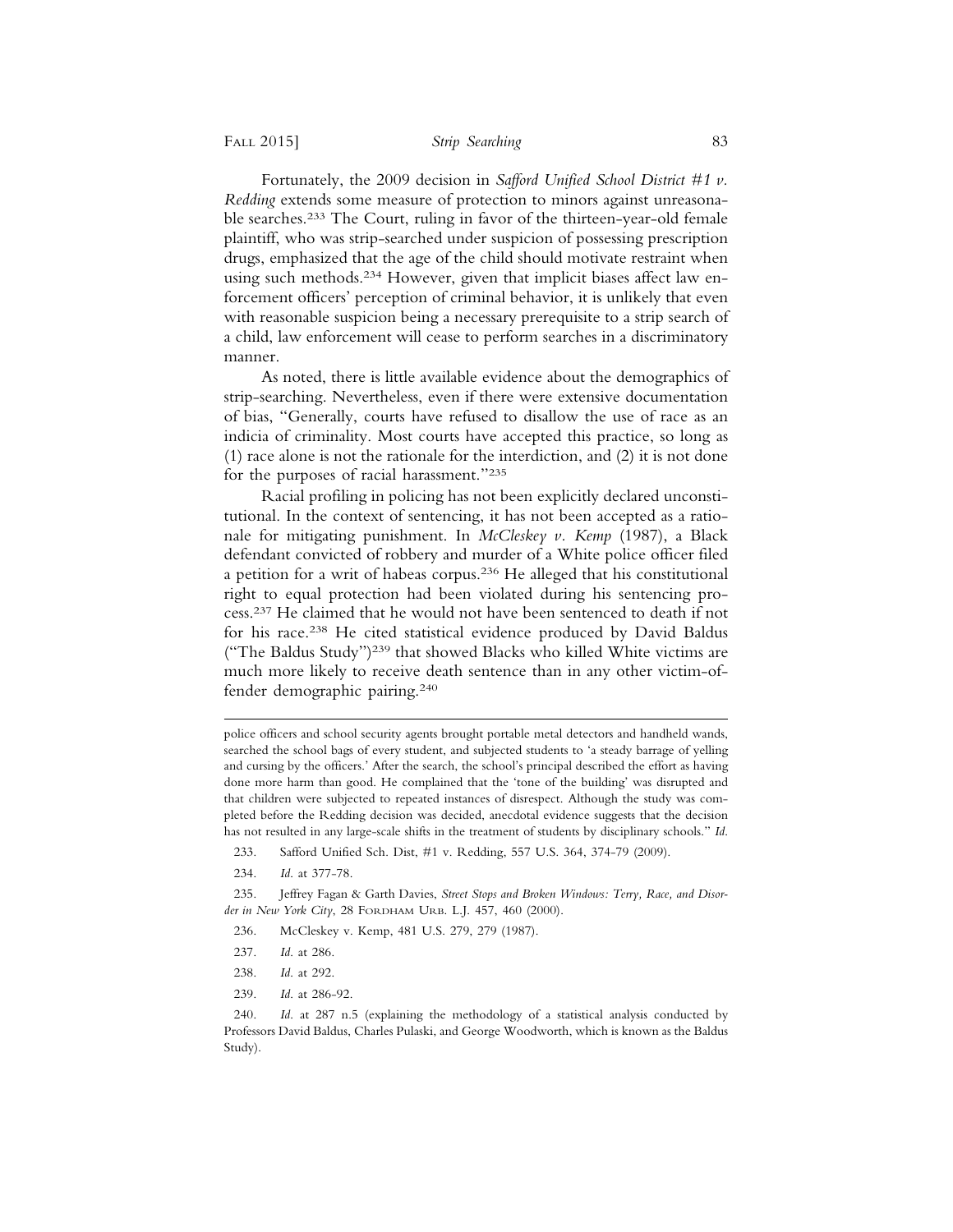Fortunately, the 2009 decision in *Safford Unified School District #1 v. Redding* extends some measure of protection to minors against unreasonable searches.[233] The Court, ruling in favor of the thirteen-year-old female plaintiff, who was strip-searched under suspicion of possessing prescription drugs, emphasized that the age of the child should motivate restraint when using such methods.[234] However, given that implicit biases affect law enforcement officers' perception of criminal behavior, it is unlikely that even with reasonable suspicion being a necessary prerequisite to a strip search of a child, law enforcement will cease to perform searches in a discriminatory manner.

As noted, there is little available evidence about the demographics of strip-searching. Nevertheless, even if there were extensive documentation of bias, "Generally, courts have refused to disallow the use of race as an indicia of criminality. Most courts have accepted this practice, so long as (1) race alone is not the rationale for the interdiction, and (2) it is not done for the purposes of racial harassment."[235]

Racial profiling in policing has not been explicitly declared unconstitutional. In the context of sentencing, it has not been accepted as a rationale for mitigating punishment. In *McCleskey v. Kemp* (1987), a Black defendant convicted of robbery and murder of a White police officer filed a petition for a writ of habeas corpus.[236] He alleged that his constitutional right to equal protection had been violated during his sentencing process.[237] He claimed that he would not have been sentenced to death if not for his race.[238] He cited statistical evidence produced by David Baldus ("The Baldus Study")[239] that showed Blacks who killed White victims are much more likely to receive death sentence than in any other victim-offender demographic pairing.[240]

---

police officers and school security agents brought portable metal detectors and handheld wands, searched the school bags of every student, and subjected students to 'a steady barrage of yelling and cursing by the officers.' After the search, the school's principal described the effort as having done more harm than good. He complained that the 'tone of the building' was disrupted and that children were subjected to repeated instances of disrespect. Although the study was completed before the Redding decision was decided, anecdotal evidence suggests that the decision has not resulted in any large-scale shifts in the treatment of students by disciplinary schools." *Id.*

233. Safford Unified Sch. Dist, #1 v. Redding, 557 U.S. 364, 374-79 (2009).

234. *Id.* at 377-78.

235. Jeffrey Fagan & Garth Davies, *Street Stops and Broken Windows: Terry, Race, and Disorder in New York City*, 28 FORDHAM URB. L.J. 457, 460 (2000).

236. McCleskey v. Kemp, 481 U.S. 279, 279 (1987).

237. *Id.* at 286.

238. *Id.* at 292.

239. *Id.* at 286-92.

240. *Id.* at 287 n.5 (explaining the methodology of a statistical analysis conducted by Professors David Baldus, Charles Pulaski, and George Woodworth, which is known as the Baldus Study).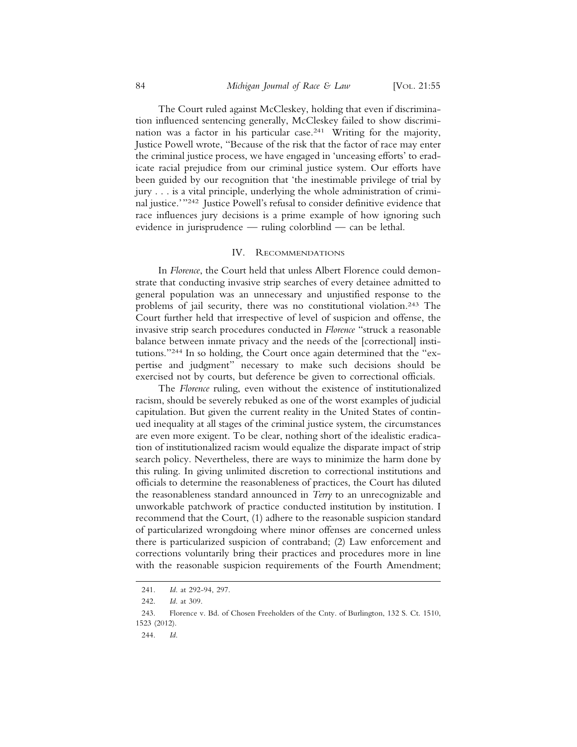The Court ruled against McCleskey, holding that even if discrimination influenced sentencing generally, McCleskey failed to show discrimination was a factor in his particular case.[241] Writing for the majority, Justice Powell wrote, "Because of the risk that the factor of race may enter the criminal justice process, we have engaged in 'unceasing efforts' to eradicate racial prejudice from our criminal justice system. Our efforts have been guided by our recognition that 'the inestimable privilege of trial by jury . . . is a vital principle, underlying the whole administration of criminal justice.'"[242] Justice Powell's refusal to consider definitive evidence that race influences jury decisions is a prime example of how ignoring such evidence in jurisprudence — ruling colorblind — can be lethal.

## IV. Recommendations

In *Florence*, the Court held that unless Albert Florence could demonstrate that conducting invasive strip searches of every detainee admitted to general population was an unnecessary and unjustified response to the problems of jail security, there was no constitutional violation.[243] The Court further held that irrespective of level of suspicion and offense, the invasive strip search procedures conducted in *Florence* "struck a reasonable balance between inmate privacy and the needs of the [correctional] institutions."[244] In so holding, the Court once again determined that the "expertise and judgment" necessary to make such decisions should be exercised not by courts, but deference be given to correctional officials.

The *Florence* ruling, even without the existence of institutionalized racism, should be severely rebuked as one of the worst examples of judicial capitulation. But given the current reality in the United States of continued inequality at all stages of the criminal justice system, the circumstances are even more exigent. To be clear, nothing short of the idealistic eradication of institutionalized racism would equalize the disparate impact of strip search policy. Nevertheless, there are ways to minimize the harm done by this ruling. In giving unlimited discretion to correctional institutions and officials to determine the reasonableness of practices, the Court has diluted the reasonableness standard announced in *Terry* to an unrecognizable and unworkable patchwork of practice conducted institution by institution. I recommend that the Court, (1) adhere to the reasonable suspicion standard of particularized wrongdoing where minor offenses are concerned unless there is particularized suspicion of contraband; (2) Law enforcement and corrections voluntarily bring their practices and procedures more in line with the reasonable suspicion requirements of the Fourth Amendment;

241. *Id.* at 292-94, 297.

242. *Id.* at 309.

243. Florence v. Bd. of Chosen Freeholders of the Cnty. of Burlington, 132 S. Ct. 1510, 1523 (2012).

244. *Id.*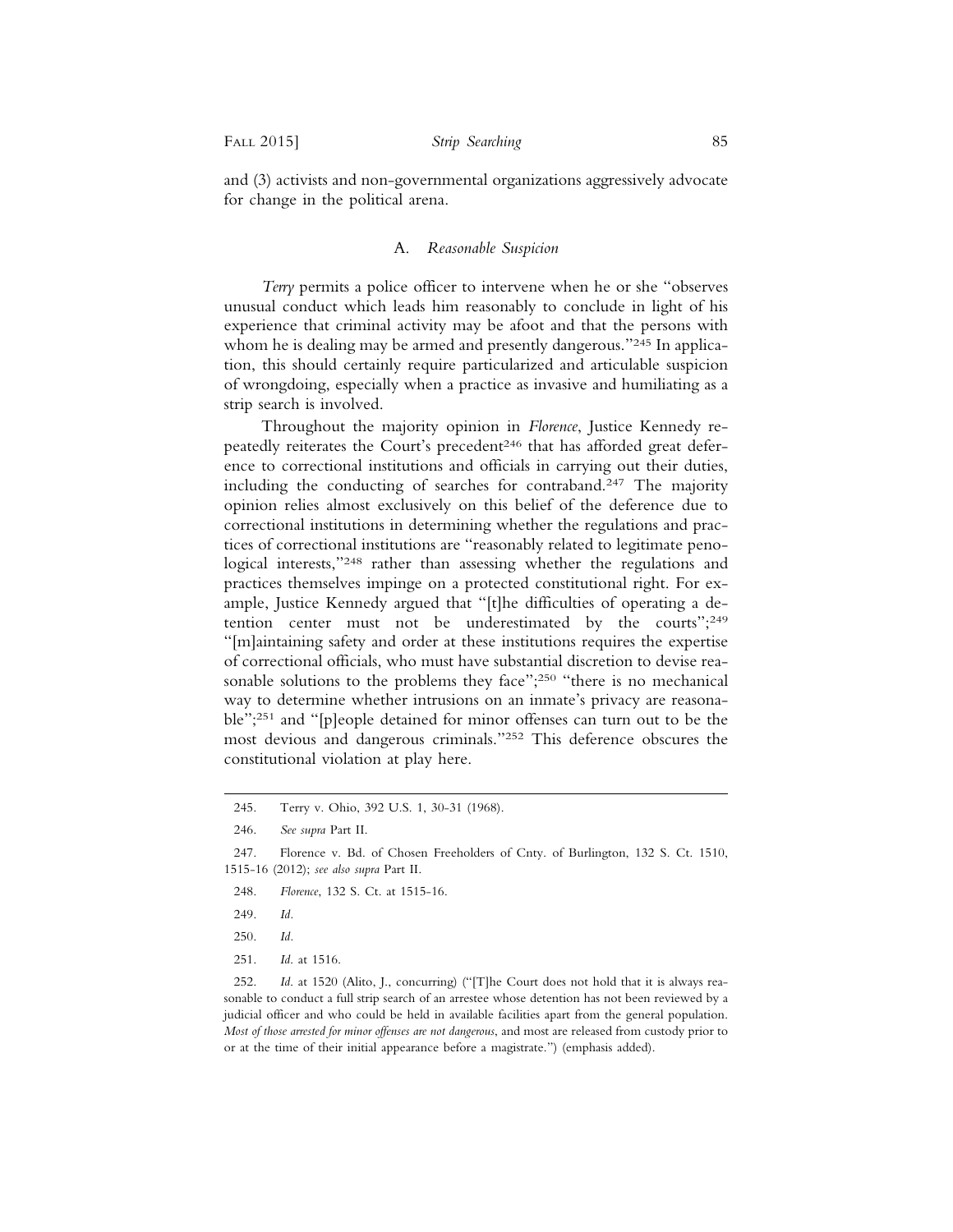and (3) activists and non-governmental organizations aggressively advocate for change in the political arena.

### A. *Reasonable Suspicion*

*Terry* permits a police officer to intervene when he or she "observes unusual conduct which leads him reasonably to conclude in light of his experience that criminal activity may be afoot and that the persons with whom he is dealing may be armed and presently dangerous."[245] In application, this should certainly require particularized and articulable suspicion of wrongdoing, especially when a practice as invasive and humiliating as a strip search is involved.

Throughout the majority opinion in *Florence*, Justice Kennedy repeatedly reiterates the Court's precedent[246] that has afforded great deference to correctional institutions and officials in carrying out their duties, including the conducting of searches for contraband.[247] The majority opinion relies almost exclusively on this belief of the deference due to correctional institutions in determining whether the regulations and practices of correctional institutions are "reasonably related to legitimate penological interests,"[248] rather than assessing whether the regulations and practices themselves impinge on a protected constitutional right. For example, Justice Kennedy argued that "[t]he difficulties of operating a detention center must not be underestimated by the courts";[249] "[m]aintaining safety and order at these institutions requires the expertise of correctional officials, who must have substantial discretion to devise reasonable solutions to the problems they face";[250] "there is no mechanical way to determine whether intrusions on an inmate's privacy are reasonable";[251] and "[p]eople detained for minor offenses can turn out to be the most devious and dangerous criminals."[252] This deference obscures the constitutional violation at play here.

---

245. Terry v. Ohio, 392 U.S. 1, 30-31 (1968).

246. *See supra* Part II.

247. Florence v. Bd. of Chosen Freeholders of Cnty. of Burlington, 132 S. Ct. 1510, 1515-16 (2012); *see also supra* Part II.

248. *Florence*, 132 S. Ct. at 1515-16.

249. *Id*.

250. *Id*.

251. *Id*. at 1516.

252. *Id*. at 1520 (Alito, J., concurring) ("[T]he Court does not hold that it is always reasonable to conduct a full strip search of an arrestee whose detention has not been reviewed by a judicial officer and who could be held in available facilities apart from the general population. *Most of those arrested for minor offenses are not dangerous*, and most are released from custody prior to or at the time of their initial appearance before a magistrate.") (emphasis added).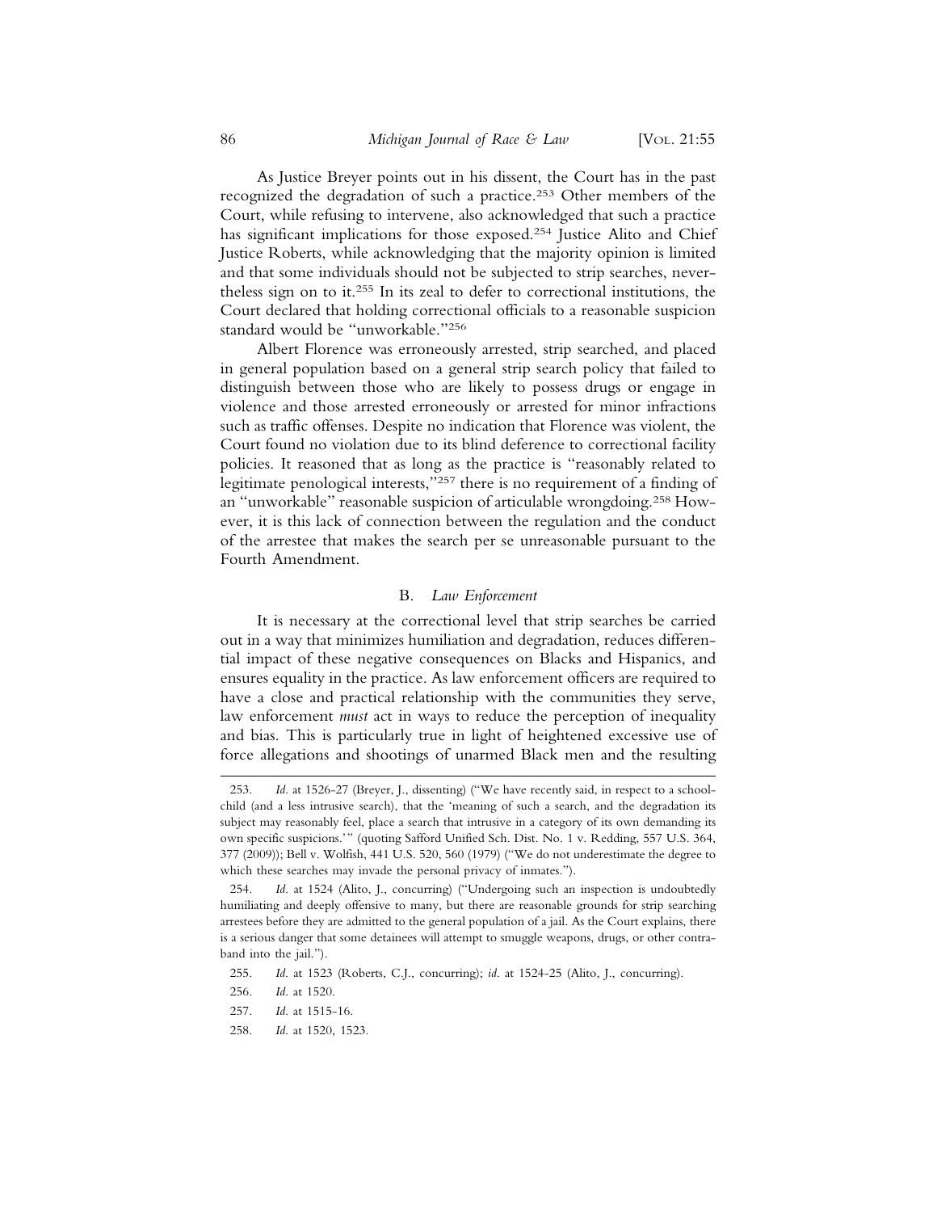As Justice Breyer points out in his dissent, the Court has in the past recognized the degradation of such a practice.[253] Other members of the Court, while refusing to intervene, also acknowledged that such a practice has significant implications for those exposed.[254] Justice Alito and Chief Justice Roberts, while acknowledging that the majority opinion is limited and that some individuals should not be subjected to strip searches, nevertheless sign on to it.[255] In its zeal to defer to correctional institutions, the Court declared that holding correctional officials to a reasonable suspicion standard would be "unworkable."[256]

Albert Florence was erroneously arrested, strip searched, and placed in general population based on a general strip search policy that failed to distinguish between those who are likely to possess drugs or engage in violence and those arrested erroneously or arrested for minor infractions such as traffic offenses. Despite no indication that Florence was violent, the Court found no violation due to its blind deference to correctional facility policies. It reasoned that as long as the practice is "reasonably related to legitimate penological interests,"[257] there is no requirement of a finding of an "unworkable" reasonable suspicion of articulable wrongdoing.[258] However, it is this lack of connection between the regulation and the conduct of the arrestee that makes the search per se unreasonable pursuant to the Fourth Amendment.

### B. *Law Enforcement*

It is necessary at the correctional level that strip searches be carried out in a way that minimizes humiliation and degradation, reduces differential impact of these negative consequences on Blacks and Hispanics, and ensures equality in the practice. As law enforcement officers are required to have a close and practical relationship with the communities they serve, law enforcement *must* act in ways to reduce the perception of inequality and bias. This is particularly true in light of heightened excessive use of force allegations and shootings of unarmed Black men and the resulting

---

253. *Id.* at 1526-27 (Breyer, J., dissenting) ("We have recently said, in respect to a schoolchild (and a less intrusive search), that the 'meaning of such a search, and the degradation its subject may reasonably feel, place a search that intrusive in a category of its own demanding its own specific suspicions.'" (quoting Safford Unified Sch. Dist. No. 1 v. Redding, 557 U.S. 364, 377 (2009)); Bell v. Wolfish, 441 U.S. 520, 560 (1979) ("We do not underestimate the degree to which these searches may invade the personal privacy of inmates.").

254. *Id.* at 1524 (Alito, J., concurring) ("Undergoing such an inspection is undoubtedly humiliating and deeply offensive to many, but there are reasonable grounds for strip searching arrestees before they are admitted to the general population of a jail. As the Court explains, there is a serious danger that some detainees will attempt to smuggle weapons, drugs, or other contraband into the jail.").

255. *Id.* at 1523 (Roberts, C.J., concurring); *id.* at 1524-25 (Alito, J., concurring).

256. *Id.* at 1520.

257. *Id.* at 1515-16.

258. *Id.* at 1520, 1523.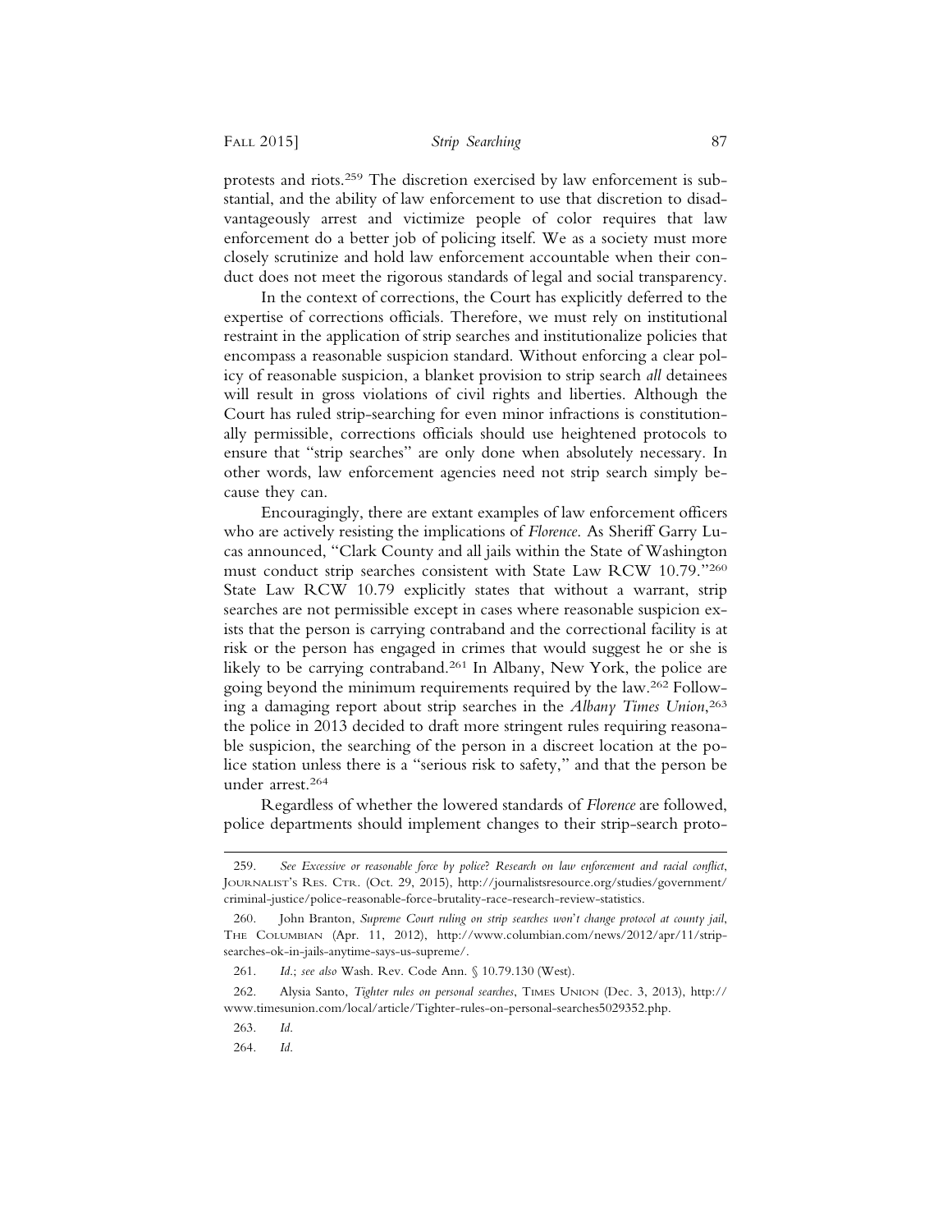protests and riots.[259] The discretion exercised by law enforcement is substantial, and the ability of law enforcement to use that discretion to disadvantageously arrest and victimize people of color requires that law enforcement do a better job of policing itself. We as a society must more closely scrutinize and hold law enforcement accountable when their conduct does not meet the rigorous standards of legal and social transparency.

In the context of corrections, the Court has explicitly deferred to the expertise of corrections officials. Therefore, we must rely on institutional restraint in the application of strip searches and institutionalize policies that encompass a reasonable suspicion standard. Without enforcing a clear policy of reasonable suspicion, a blanket provision to strip search *all* detainees will result in gross violations of civil rights and liberties. Although the Court has ruled strip-searching for even minor infractions is constitutionally permissible, corrections officials should use heightened protocols to ensure that "strip searches" are only done when absolutely necessary. In other words, law enforcement agencies need not strip search simply because they can.

Encouragingly, there are extant examples of law enforcement officers who are actively resisting the implications of *Florence*. As Sheriff Garry Lucas announced, "Clark County and all jails within the State of Washington must conduct strip searches consistent with State Law RCW 10.79."[260] State Law RCW 10.79 explicitly states that without a warrant, strip searches are not permissible except in cases where reasonable suspicion exists that the person is carrying contraband and the correctional facility is at risk or the person has engaged in crimes that would suggest he or she is likely to be carrying contraband.[261] In Albany, New York, the police are going beyond the minimum requirements required by the law.[262] Following a damaging report about strip searches in the *Albany Times Union*,[263] the police in 2013 decided to draft more stringent rules requiring reasonable suspicion, the searching of the person in a discreet location at the police station unless there is a "serious risk to safety," and that the person be under arrest.[264]

Regardless of whether the lowered standards of *Florence* are followed, police departments should implement changes to their strip-search proto-

---

259. *See Excessive or reasonable force by police? Research on law enforcement and racial conflict*, Journalist's Res. Ctr. (Oct. 29, 2015), http://journalistsresource.org/studies/government/criminal-justice/police-reasonable-force-brutality-race-research-review-statistics.

260. John Branton, *Supreme Court ruling on strip searches won't change protocol at county jail*, The Columbian (Apr. 11, 2012), http://www.columbian.com/news/2012/apr/11/strip-searches-ok-in-jails-anytime-says-us-supreme/.

261. *Id.*; *see also* Wash. Rev. Code Ann. § 10.79.130 (West).

262. Alysia Santo, *Tighter rules on personal searches*, Times Union (Dec. 3, 2013), http://www.timesunion.com/local/article/Tighter-rules-on-personal-searches5029352.php.

263. *Id.*

264. *Id.*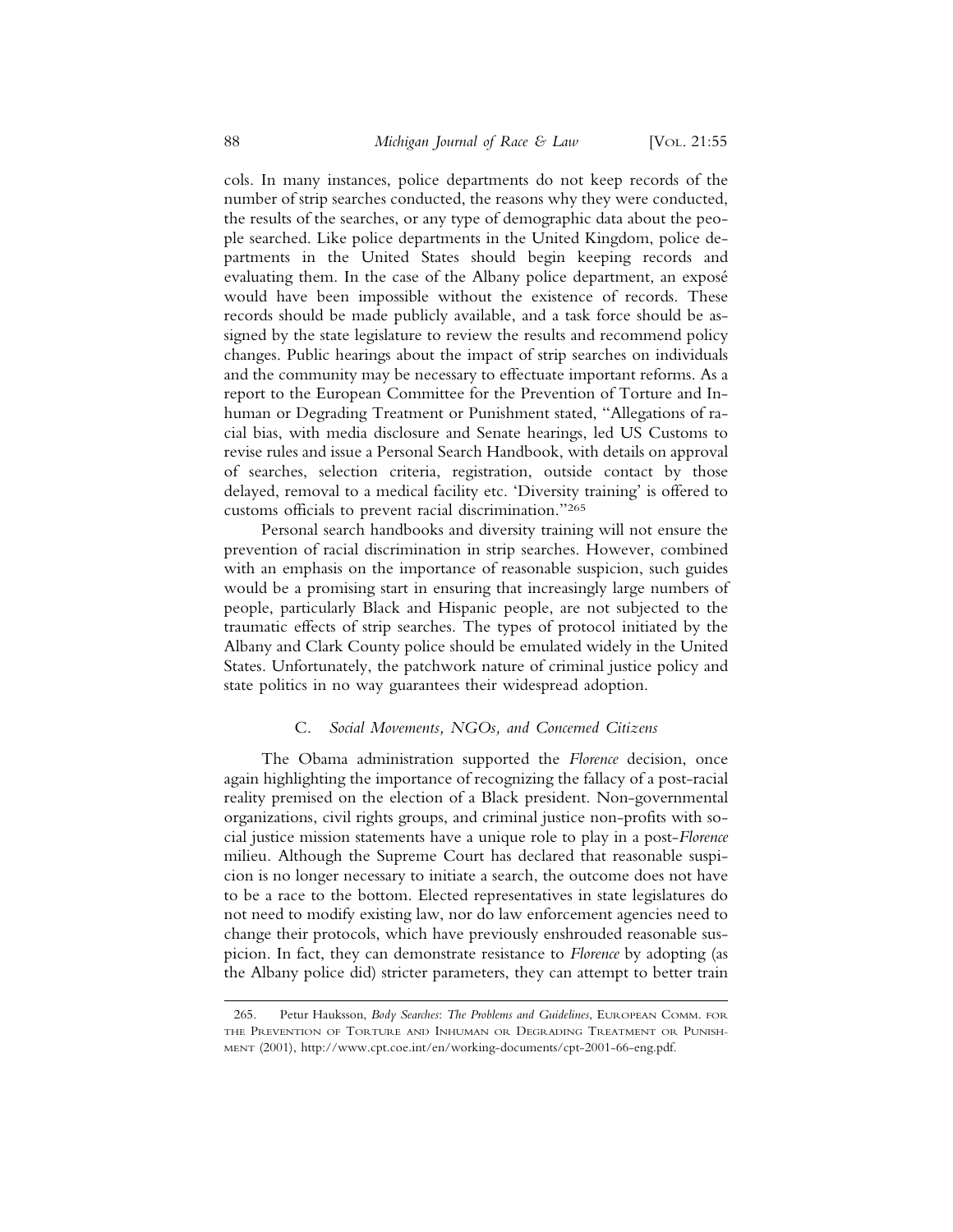cols. In many instances, police departments do not keep records of the number of strip searches conducted, the reasons why they were conducted, the results of the searches, or any type of demographic data about the people searched. Like police departments in the United Kingdom, police departments in the United States should begin keeping records and evaluating them. In the case of the Albany police department, an exposé would have been impossible without the existence of records. These records should be made publicly available, and a task force should be assigned by the state legislature to review the results and recommend policy changes. Public hearings about the impact of strip searches on individuals and the community may be necessary to effectuate important reforms. As a report to the European Committee for the Prevention of Torture and Inhuman or Degrading Treatment or Punishment stated, "Allegations of racial bias, with media disclosure and Senate hearings, led US Customs to revise rules and issue a Personal Search Handbook, with details on approval of searches, selection criteria, registration, outside contact by those delayed, removal to a medical facility etc. 'Diversity training' is offered to customs officials to prevent racial discrimination."[265]

Personal search handbooks and diversity training will not ensure the prevention of racial discrimination in strip searches. However, combined with an emphasis on the importance of reasonable suspicion, such guides would be a promising start in ensuring that increasingly large numbers of people, particularly Black and Hispanic people, are not subjected to the traumatic effects of strip searches. The types of protocol initiated by the Albany and Clark County police should be emulated widely in the United States. Unfortunately, the patchwork nature of criminal justice policy and state politics in no way guarantees their widespread adoption.

### C. *Social Movements, NGOs, and Concerned Citizens*

The Obama administration supported the *Florence* decision, once again highlighting the importance of recognizing the fallacy of a post-racial reality premised on the election of a Black president. Non-governmental organizations, civil rights groups, and criminal justice non-profits with social justice mission statements have a unique role to play in a post-*Florence* milieu. Although the Supreme Court has declared that reasonable suspicion is no longer necessary to initiate a search, the outcome does not have to be a race to the bottom. Elected representatives in state legislatures do not need to modify existing law, nor do law enforcement agencies need to change their protocols, which have previously enshrouded reasonable suspicion. In fact, they can demonstrate resistance to *Florence* by adopting (as the Albany police did) stricter parameters, they can attempt to better train

---

265. Petur Hauksson, *Body Searches: The Problems and Guidelines*, European Comm. for the Prevention of Torture and Inhuman or Degrading Treatment or Punishment (2001), http://www.cpt.coe.int/en/working-documents/cpt-2001-66-eng.pdf.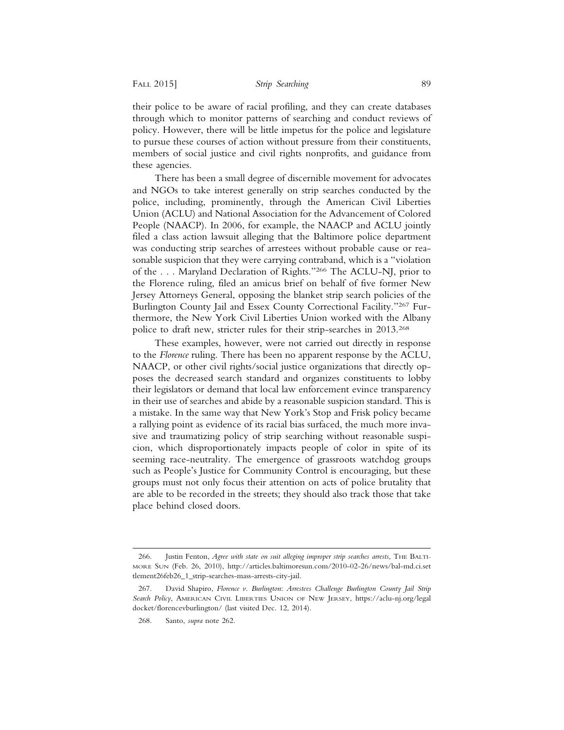their police to be aware of racial profiling, and they can create databases through which to monitor patterns of searching and conduct reviews of policy. However, there will be little impetus for the police and legislature to pursue these courses of action without pressure from their constituents, members of social justice and civil rights nonprofits, and guidance from these agencies.

There has been a small degree of discernible movement for advocates and NGOs to take interest generally on strip searches conducted by the police, including, prominently, through the American Civil Liberties Union (ACLU) and National Association for the Advancement of Colored People (NAACP). In 2006, for example, the NAACP and ACLU jointly filed a class action lawsuit alleging that the Baltimore police department was conducting strip searches of arrestees without probable cause or reasonable suspicion that they were carrying contraband, which is a "violation of the . . . Maryland Declaration of Rights."[266] The ACLU-NJ, prior to the Florence ruling, filed an amicus brief on behalf of five former New Jersey Attorneys General, opposing the blanket strip search policies of the Burlington County Jail and Essex County Correctional Facility."[267] Furthermore, the New York Civil Liberties Union worked with the Albany police to draft new, stricter rules for their strip-searches in 2013.[268]

These examples, however, were not carried out directly in response to the *Florence* ruling. There has been no apparent response by the ACLU, NAACP, or other civil rights/social justice organizations that directly opposes the decreased search standard and organizes constituents to lobby their legislators or demand that local law enforcement evince transparency in their use of searches and abide by a reasonable suspicion standard. This is a mistake. In the same way that New York's Stop and Frisk policy became a rallying point as evidence of its racial bias surfaced, the much more invasive and traumatizing policy of strip searching without reasonable suspicion, which disproportionately impacts people of color in spite of its seeming race-neutrality. The emergence of grassroots watchdog groups such as People's Justice for Community Control is encouraging, but these groups must not only focus their attention on acts of police brutality that are able to be recorded in the streets; they should also track those that take place behind closed doors.

---

266. Justin Fenton, *Agree with state on suit alleging improper strip searches arrests*, THE BALTIMORE SUN (Feb. 26, 2010), http://articles.baltimoresun.com/2010-02-26/news/bal-md.ci.settlement26feb26_1_strip-searches-mass-arrests-city-jail.

267. David Shapiro, *Florence v. Burlington*: *Arrestees Challenge Burlington County Jail Strip Search Policy*, AMERICAN CIVIL LIBERTIES UNION OF NEW JERSEY, https://aclu-nj.org/legaldocket/florencevburlington/ (last visited Dec. 12, 2014).

268. Santo, *supra* note 262.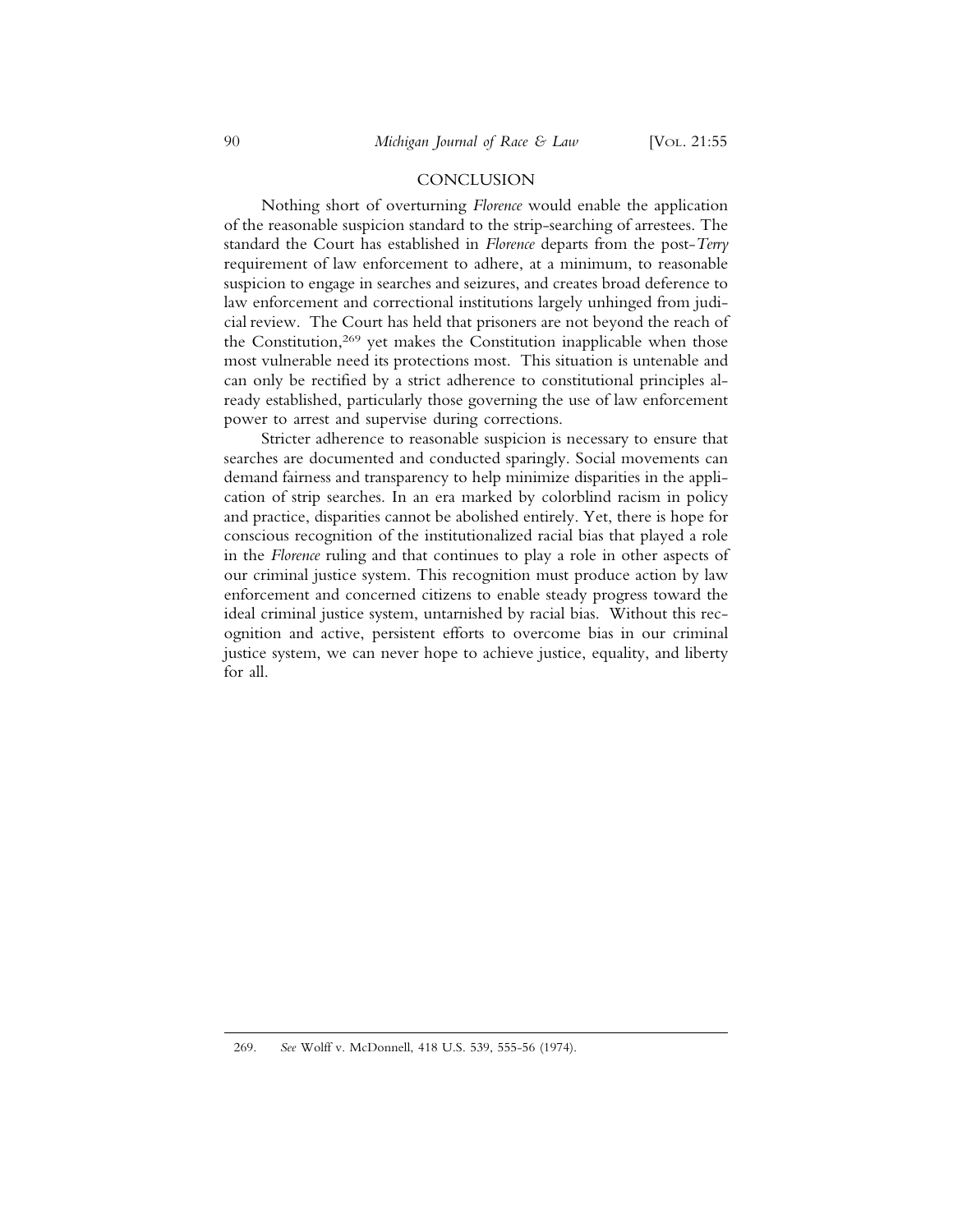## CONCLUSION

Nothing short of overturning *Florence* would enable the application of the reasonable suspicion standard to the strip-searching of arrestees. The standard the Court has established in *Florence* departs from the post-*Terry* requirement of law enforcement to adhere, at a minimum, to reasonable suspicion to engage in searches and seizures, and creates broad deference to law enforcement and correctional institutions largely unhinged from judicial review. The Court has held that prisoners are not beyond the reach of the Constitution,[269] yet makes the Constitution inapplicable when those most vulnerable need its protections most. This situation is untenable and can only be rectified by a strict adherence to constitutional principles already established, particularly those governing the use of law enforcement power to arrest and supervise during corrections.

Stricter adherence to reasonable suspicion is necessary to ensure that searches are documented and conducted sparingly. Social movements can demand fairness and transparency to help minimize disparities in the application of strip searches. In an era marked by colorblind racism in policy and practice, disparities cannot be abolished entirely. Yet, there is hope for conscious recognition of the institutionalized racial bias that played a role in the *Florence* ruling and that continues to play a role in other aspects of our criminal justice system. This recognition must produce action by law enforcement and concerned citizens to enable steady progress toward the ideal criminal justice system, untarnished by racial bias. Without this recognition and active, persistent efforts to overcome bias in our criminal justice system, we can never hope to achieve justice, equality, and liberty for all.

---

269. *See* Wolff v. McDonnell, 418 U.S. 539, 555-56 (1974).